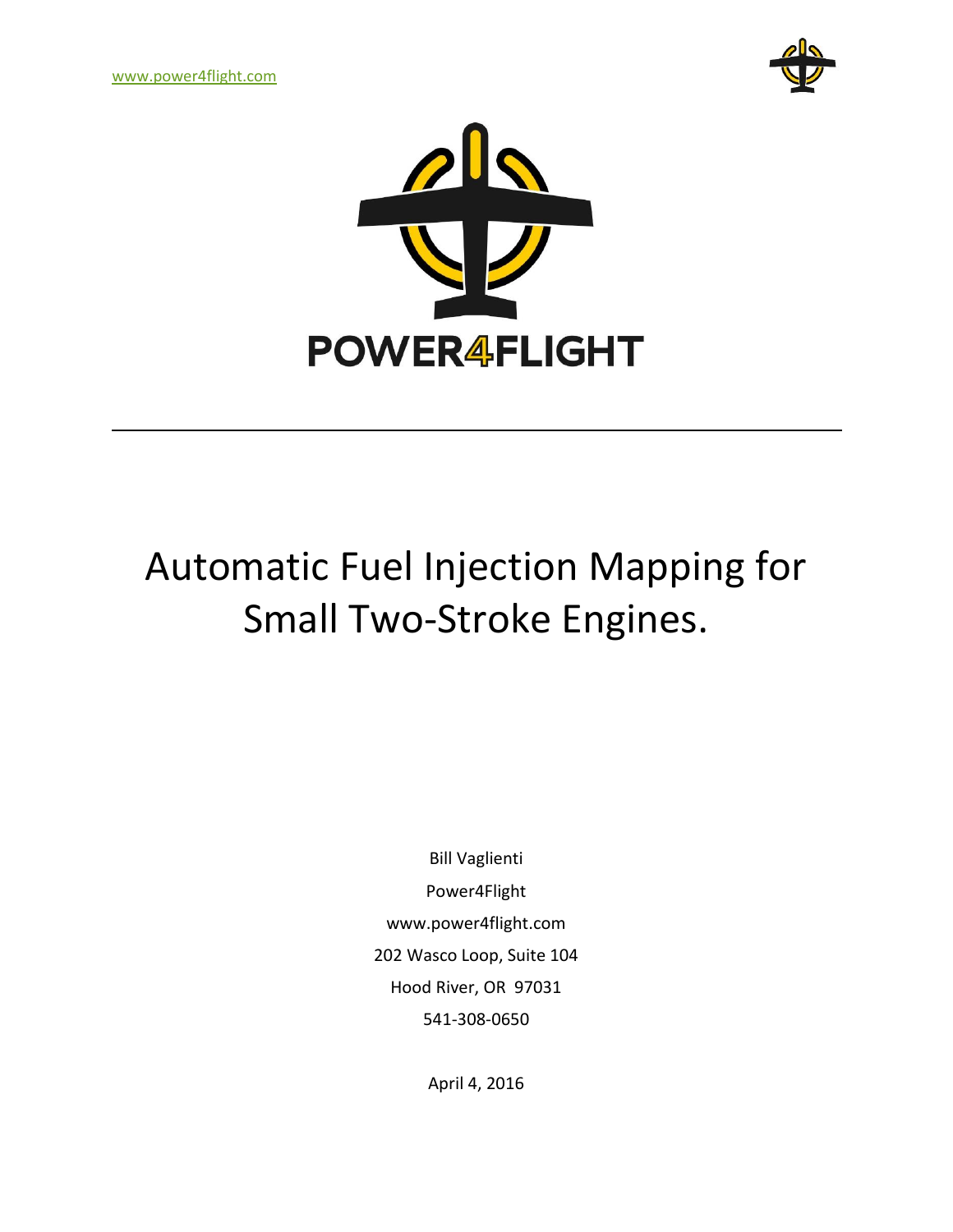www.power4flight.com

POWER4FLIGHT

---

# Automatic Fuel Injection Mapping for Small Two-Stroke Engines.

Bill Vaglienti

Power4Flight

www.power4flight.com

202 Wasco Loop, Suite 104

Hood River, OR 97031

541-308-0650

April 4, 2016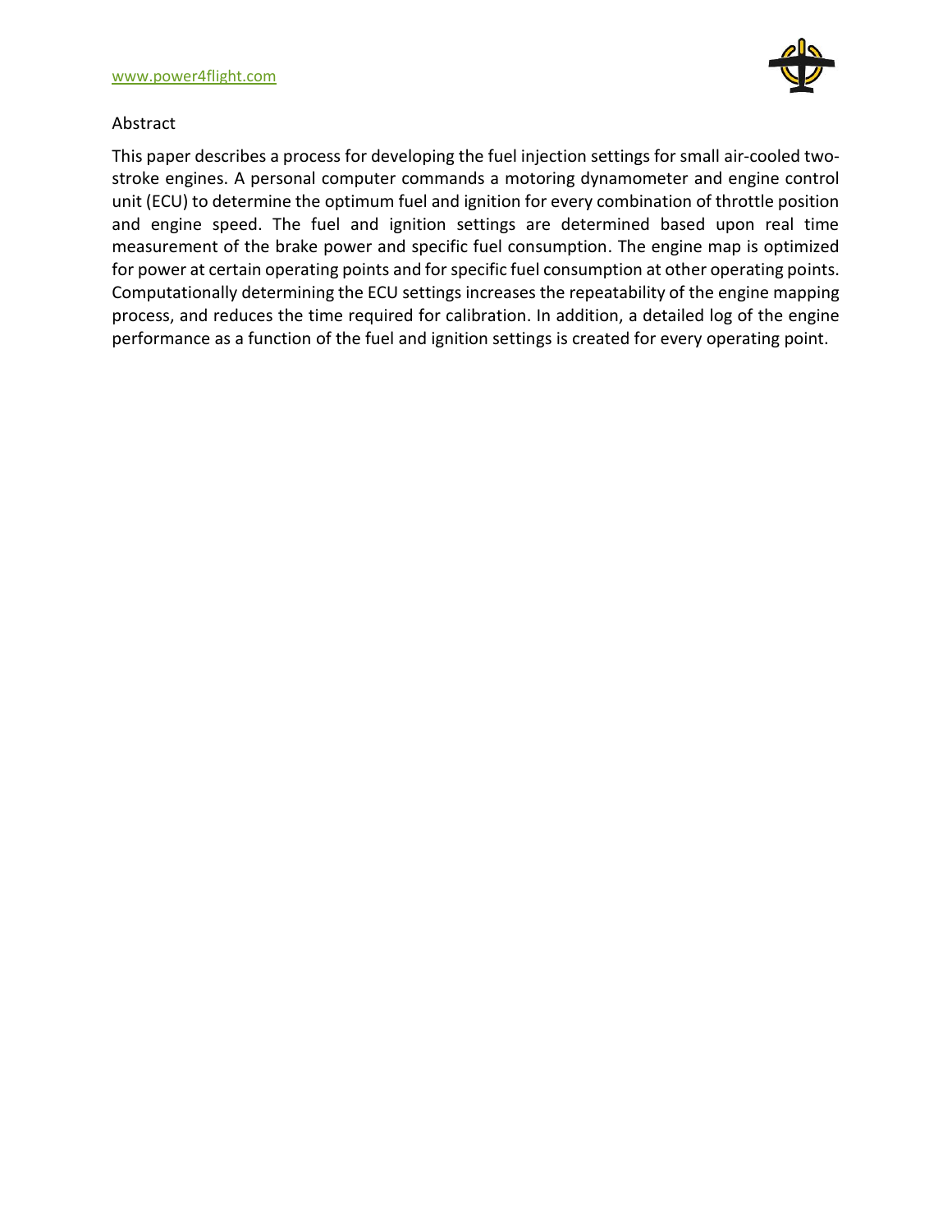## Abstract

This paper describes a process for developing the fuel injection settings for small air-cooled two-stroke engines. A personal computer commands a motoring dynamometer and engine control unit (ECU) to determine the optimum fuel and ignition for every combination of throttle position and engine speed. The fuel and ignition settings are determined based upon real time measurement of the brake power and specific fuel consumption. The engine map is optimized for power at certain operating points and for specific fuel consumption at other operating points. Computationally determining the ECU settings increases the repeatability of the engine mapping process, and reduces the time required for calibration. In addition, a detailed log of the engine performance as a function of the fuel and ignition settings is created for every operating point.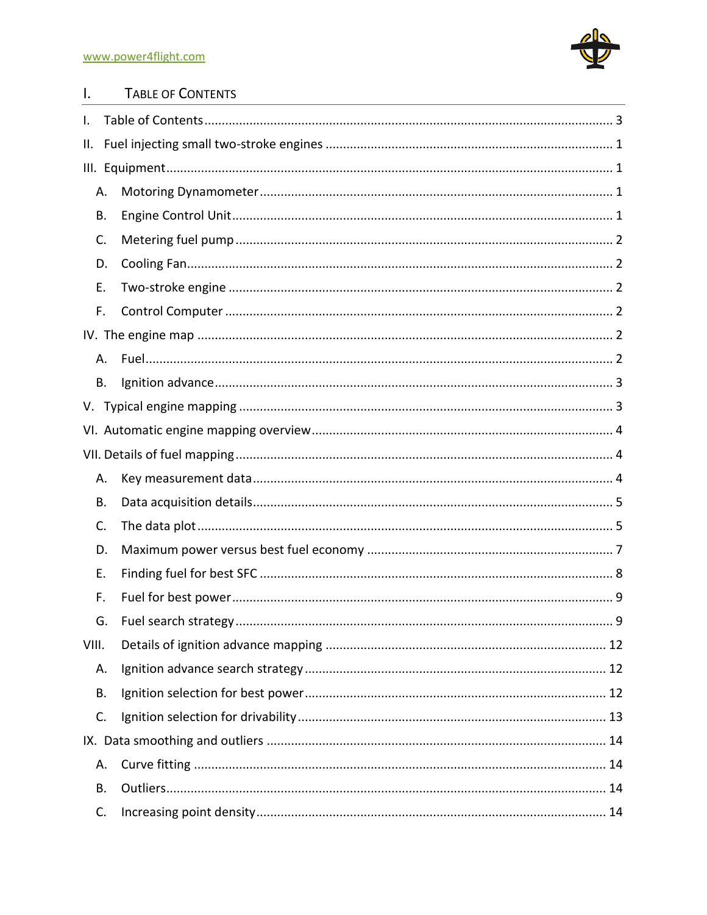# I. Table of Contents

I. Table of Contents ........ 3

II. Fuel injecting small two-stroke engines ........ 1

III. Equipment ........ 1

- A. Motoring Dynamometer ........ 1
- B. Engine Control Unit ........ 1
- C. Metering fuel pump ........ 2
- D. Cooling Fan ........ 2
- E. Two-stroke engine ........ 2
- F. Control Computer ........ 2

IV. The engine map ........ 2

- A. Fuel ........ 2
- B. Ignition advance ........ 3

V. Typical engine mapping ........ 3

VI. Automatic engine mapping overview ........ 4

VII. Details of fuel mapping ........ 4

- A. Key measurement data ........ 4
- B. Data acquisition details ........ 5
- C. The data plot ........ 5
- D. Maximum power versus best fuel economy ........ 7
- E. Finding fuel for best SFC ........ 8
- F. Fuel for best power ........ 9
- G. Fuel search strategy ........ 9

VIII. Details of ignition advance mapping ........ 12

- A. Ignition advance search strategy ........ 12
- B. Ignition selection for best power ........ 12
- C. Ignition selection for drivability ........ 13

IX. Data smoothing and outliers ........ 14

- A. Curve fitting ........ 14
- B. Outliers ........ 14
- C. Increasing point density ........ 14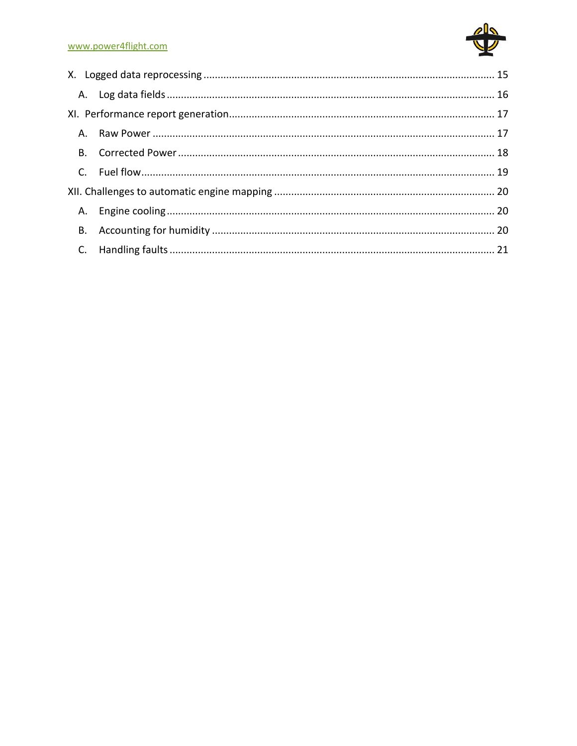X. Logged data reprocessing ..................................................................................................... 15

- A. Log data fields ................................................................................................................... 16

XI. Performance report generation ............................................................................................. 17

- A. Raw Power ........................................................................................................................ 17
- B. Corrected Power ............................................................................................................... 18
- C. Fuel flow ........................................................................................................................... 19

XII. Challenges to automatic engine mapping ............................................................................. 20

- A. Engine cooling ................................................................................................................... 20
- B. Accounting for humidity ................................................................................................... 20
- C. Handling faults .................................................................................................................. 21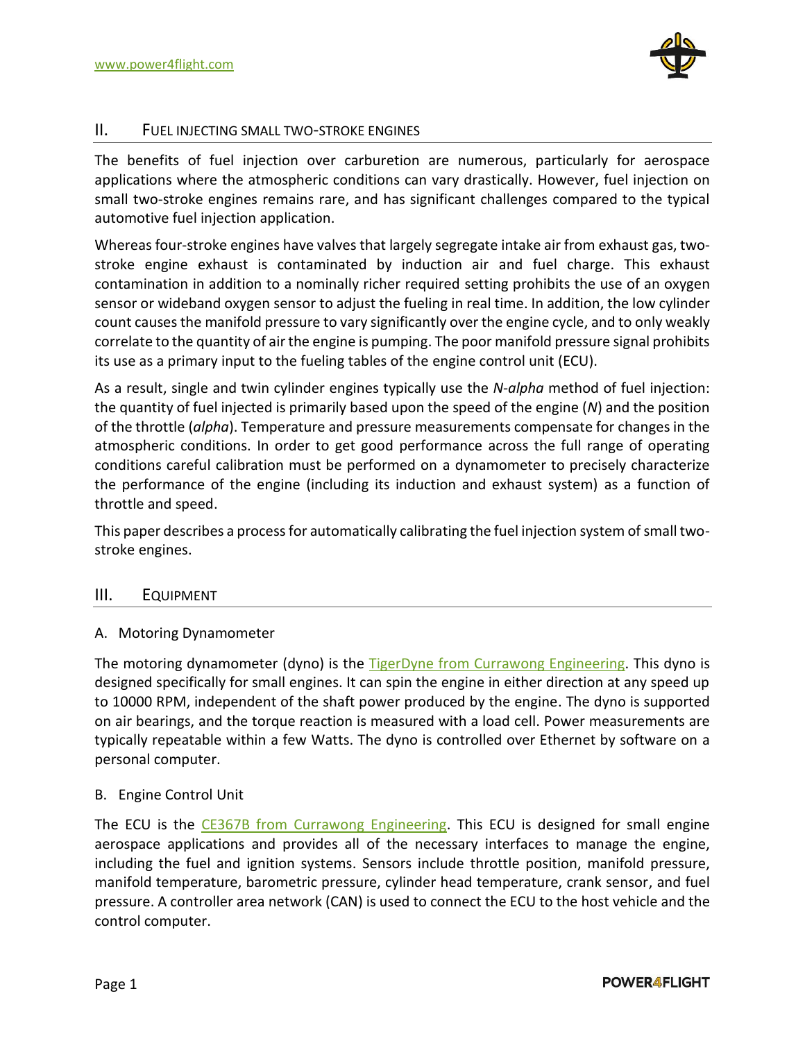## II. Fuel injecting small two-stroke engines

The benefits of fuel injection over carburetion are numerous, particularly for aerospace applications where the atmospheric conditions can vary drastically. However, fuel injection on small two-stroke engines remains rare, and has significant challenges compared to the typical automotive fuel injection application.

Whereas four-stroke engines have valves that largely segregate intake air from exhaust gas, two-stroke engine exhaust is contaminated by induction air and fuel charge. This exhaust contamination in addition to a nominally richer required setting prohibits the use of an oxygen sensor or wideband oxygen sensor to adjust the fueling in real time. In addition, the low cylinder count causes the manifold pressure to vary significantly over the engine cycle, and to only weakly correlate to the quantity of air the engine is pumping. The poor manifold pressure signal prohibits its use as a primary input to the fueling tables of the engine control unit (ECU).

As a result, single and twin cylinder engines typically use the *N-alpha* method of fuel injection: the quantity of fuel injected is primarily based upon the speed of the engine (*N*) and the position of the throttle (*alpha*). Temperature and pressure measurements compensate for changes in the atmospheric conditions. In order to get good performance across the full range of operating conditions careful calibration must be performed on a dynamometer to precisely characterize the performance of the engine (including its induction and exhaust system) as a function of throttle and speed.

This paper describes a process for automatically calibrating the fuel injection system of small two-stroke engines.

## III. Equipment

### A. Motoring Dynamometer

The motoring dynamometer (dyno) is the TigerDyne from Currawong Engineering. This dyno is designed specifically for small engines. It can spin the engine in either direction at any speed up to 10000 RPM, independent of the shaft power produced by the engine. The dyno is supported on air bearings, and the torque reaction is measured with a load cell. Power measurements are typically repeatable within a few Watts. The dyno is controlled over Ethernet by software on a personal computer.

### B. Engine Control Unit

The ECU is the CE367B from Currawong Engineering. This ECU is designed for small engine aerospace applications and provides all of the necessary interfaces to manage the engine, including the fuel and ignition systems. Sensors include throttle position, manifold pressure, manifold temperature, barometric pressure, cylinder head temperature, crank sensor, and fuel pressure. A controller area network (CAN) is used to connect the ECU to the host vehicle and the control computer.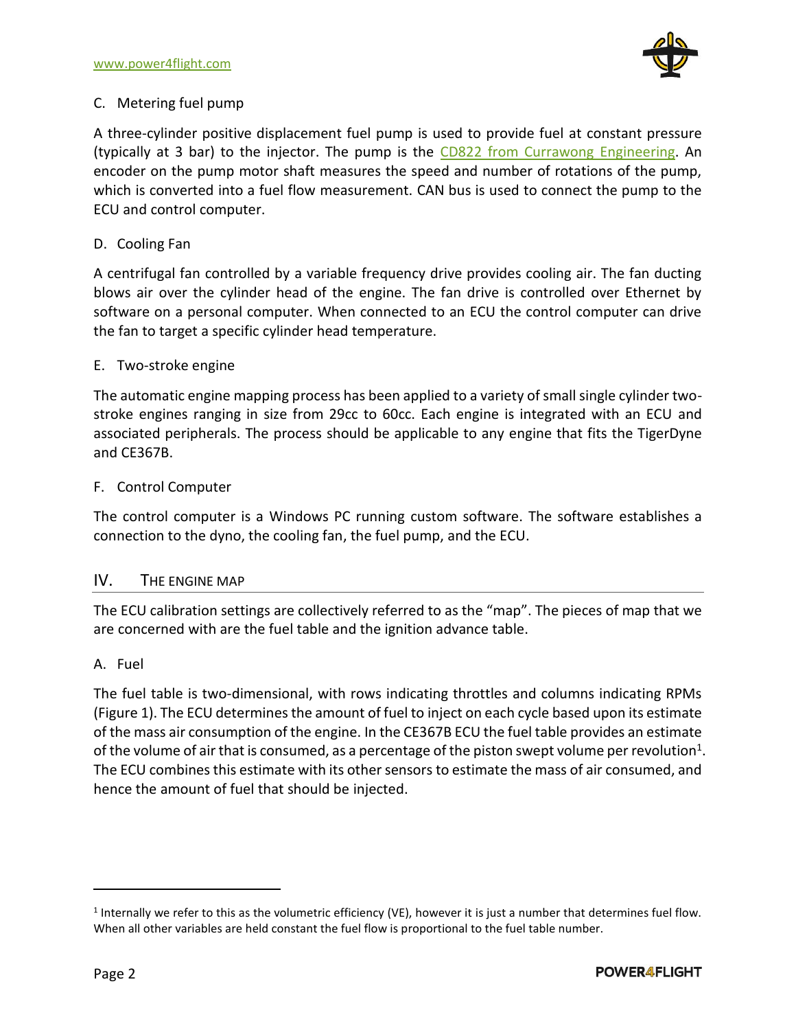C. Metering fuel pump

A three-cylinder positive displacement fuel pump is used to provide fuel at constant pressure (typically at 3 bar) to the injector. The pump is the CD822 from Currawong Engineering. An encoder on the pump motor shaft measures the speed and number of rotations of the pump, which is converted into a fuel flow measurement. CAN bus is used to connect the pump to the ECU and control computer.

D. Cooling Fan

A centrifugal fan controlled by a variable frequency drive provides cooling air. The fan ducting blows air over the cylinder head of the engine. The fan drive is controlled over Ethernet by software on a personal computer. When connected to an ECU the control computer can drive the fan to target a specific cylinder head temperature.

E. Two-stroke engine

The automatic engine mapping process has been applied to a variety of small single cylinder two-stroke engines ranging in size from 29cc to 60cc. Each engine is integrated with an ECU and associated peripherals. The process should be applicable to any engine that fits the TigerDyne and CE367B.

F. Control Computer

The control computer is a Windows PC running custom software. The software establishes a connection to the dyno, the cooling fan, the fuel pump, and the ECU.

## IV. The Engine Map

The ECU calibration settings are collectively referred to as the "map". The pieces of map that we are concerned with are the fuel table and the ignition advance table.

A. Fuel

The fuel table is two-dimensional, with rows indicating throttles and columns indicating RPMs (Figure 1). The ECU determines the amount of fuel to inject on each cycle based upon its estimate of the mass air consumption of the engine. In the CE367B ECU the fuel table provides an estimate of the volume of air that is consumed, as a percentage of the piston swept volume per revolution[1]. The ECU combines this estimate with its other sensors to estimate the mass of air consumed, and hence the amount of fuel that should be injected.

[1] Internally we refer to this as the volumetric efficiency (VE), however it is just a number that determines fuel flow. When all other variables are held constant the fuel flow is proportional to the fuel table number.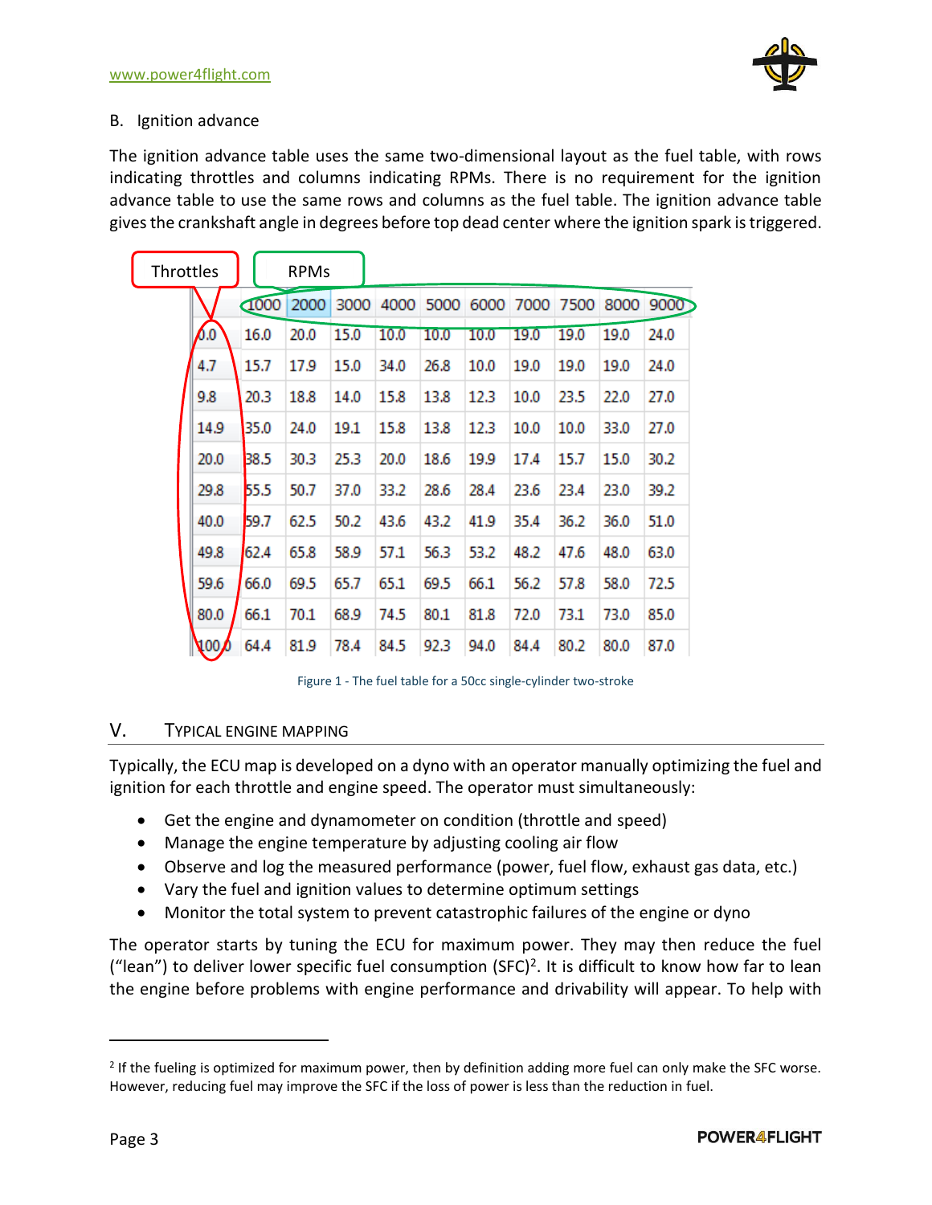B. Ignition advance

The ignition advance table uses the same two-dimensional layout as the fuel table, with rows indicating throttles and columns indicating RPMs. There is no requirement for the ignition advance table to use the same rows and columns as the fuel table. The ignition advance table gives the crankshaft angle in degrees before top dead center where the ignition spark is triggered.

Throttles | RPMs

| | 1000 | 2000 | 3000 | 4000 | 5000 | 6000 | 7000 | 7500 | 8000 | 9000 |
|---|---|---|---|---|---|---|---|---|---|---|
| 0.0 | 16.0 | 20.0 | 15.0 | 10.0 | 10.0 | 10.0 | 19.0 | 19.0 | 19.0 | 24.0 |
| 4.7 | 15.7 | 17.9 | 15.0 | 34.0 | 26.8 | 10.0 | 19.0 | 19.0 | 19.0 | 24.0 |
| 9.8 | 20.3 | 18.8 | 14.0 | 15.8 | 13.8 | 12.3 | 10.0 | 23.5 | 22.0 | 27.0 |
| 14.9 | 35.0 | 24.0 | 19.1 | 15.8 | 13.8 | 12.3 | 10.0 | 10.0 | 33.0 | 27.0 |
| 20.0 | 38.5 | 30.3 | 25.3 | 20.0 | 18.6 | 19.9 | 17.4 | 15.7 | 15.0 | 30.2 |
| 29.8 | 55.5 | 50.7 | 37.0 | 33.2 | 28.6 | 28.4 | 23.6 | 23.4 | 23.0 | 39.2 |
| 40.0 | 59.7 | 62.5 | 50.2 | 43.6 | 43.2 | 41.9 | 35.4 | 36.2 | 36.0 | 51.0 |
| 49.8 | 62.4 | 65.8 | 58.9 | 57.1 | 56.3 | 53.2 | 48.2 | 47.6 | 48.0 | 63.0 |
| 59.6 | 66.0 | 69.5 | 65.7 | 65.1 | 69.5 | 66.1 | 56.2 | 57.8 | 58.0 | 72.5 |
| 80.0 | 66.1 | 70.1 | 68.9 | 74.5 | 80.1 | 81.8 | 72.0 | 73.1 | 73.0 | 85.0 |
| 100.0 | 64.4 | 81.9 | 78.4 | 84.5 | 92.3 | 94.0 | 84.4 | 80.2 | 80.0 | 87.0 |

Figure 1 - The fuel table for a 50cc single-cylinder two-stroke

## V. Typical Engine Mapping

Typically, the ECU map is developed on a dyno with an operator manually optimizing the fuel and ignition for each throttle and engine speed. The operator must simultaneously:

- Get the engine and dynamometer on condition (throttle and speed)
- Manage the engine temperature by adjusting cooling air flow
- Observe and log the measured performance (power, fuel flow, exhaust gas data, etc.)
- Vary the fuel and ignition values to determine optimum settings
- Monitor the total system to prevent catastrophic failures of the engine or dyno

The operator starts by tuning the ECU for maximum power. They may then reduce the fuel ("lean") to deliver lower specific fuel consumption (SFC)[2]. It is difficult to know how far to lean the engine before problems with engine performance and drivability will appear. To help with

[2] If the fueling is optimized for maximum power, then by definition adding more fuel can only make the SFC worse. However, reducing fuel may improve the SFC if the loss of power is less than the reduction in fuel.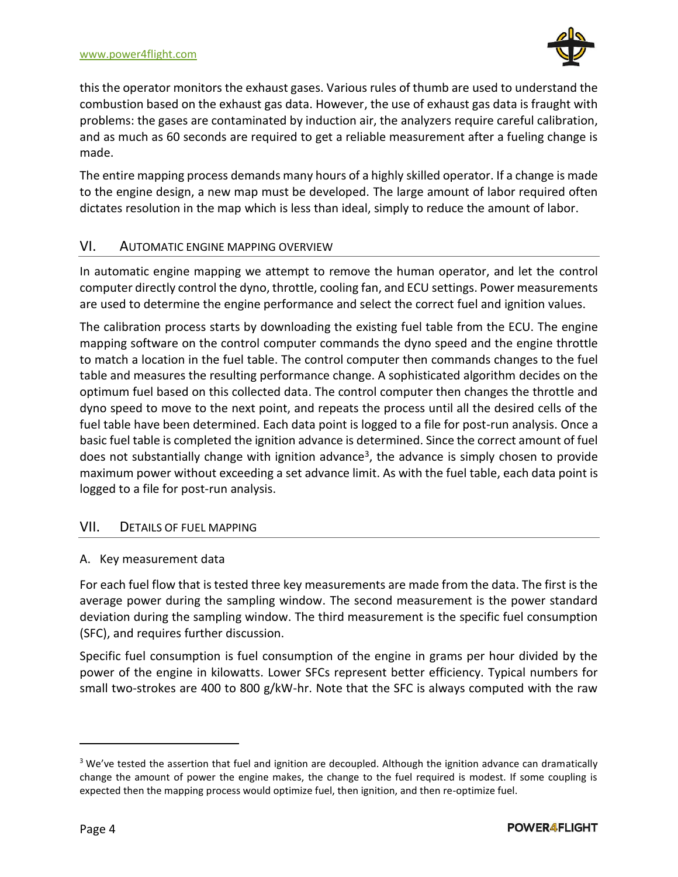this the operator monitors the exhaust gases. Various rules of thumb are used to understand the combustion based on the exhaust gas data. However, the use of exhaust gas data is fraught with problems: the gases are contaminated by induction air, the analyzers require careful calibration, and as much as 60 seconds are required to get a reliable measurement after a fueling change is made.

The entire mapping process demands many hours of a highly skilled operator. If a change is made to the engine design, a new map must be developed. The large amount of labor required often dictates resolution in the map which is less than ideal, simply to reduce the amount of labor.

## VI. Automatic engine mapping overview

In automatic engine mapping we attempt to remove the human operator, and let the control computer directly control the dyno, throttle, cooling fan, and ECU settings. Power measurements are used to determine the engine performance and select the correct fuel and ignition values.

The calibration process starts by downloading the existing fuel table from the ECU. The engine mapping software on the control computer commands the dyno speed and the engine throttle to match a location in the fuel table. The control computer then commands changes to the fuel table and measures the resulting performance change. A sophisticated algorithm decides on the optimum fuel based on this collected data. The control computer then changes the throttle and dyno speed to move to the next point, and repeats the process until all the desired cells of the fuel table have been determined. Each data point is logged to a file for post-run analysis. Once a basic fuel table is completed the ignition advance is determined. Since the correct amount of fuel does not substantially change with ignition advance[3], the advance is simply chosen to provide maximum power without exceeding a set advance limit. As with the fuel table, each data point is logged to a file for post-run analysis.

## VII. Details of fuel mapping

### A. Key measurement data

For each fuel flow that is tested three key measurements are made from the data. The first is the average power during the sampling window. The second measurement is the power standard deviation during the sampling window. The third measurement is the specific fuel consumption (SFC), and requires further discussion.

Specific fuel consumption is fuel consumption of the engine in grams per hour divided by the power of the engine in kilowatts. Lower SFCs represent better efficiency. Typical numbers for small two-strokes are 400 to 800 g/kW-hr. Note that the SFC is always computed with the raw

[3] We've tested the assertion that fuel and ignition are decoupled. Although the ignition advance can dramatically change the amount of power the engine makes, the change to the fuel required is modest. If some coupling is expected then the mapping process would optimize fuel, then ignition, and then re-optimize fuel.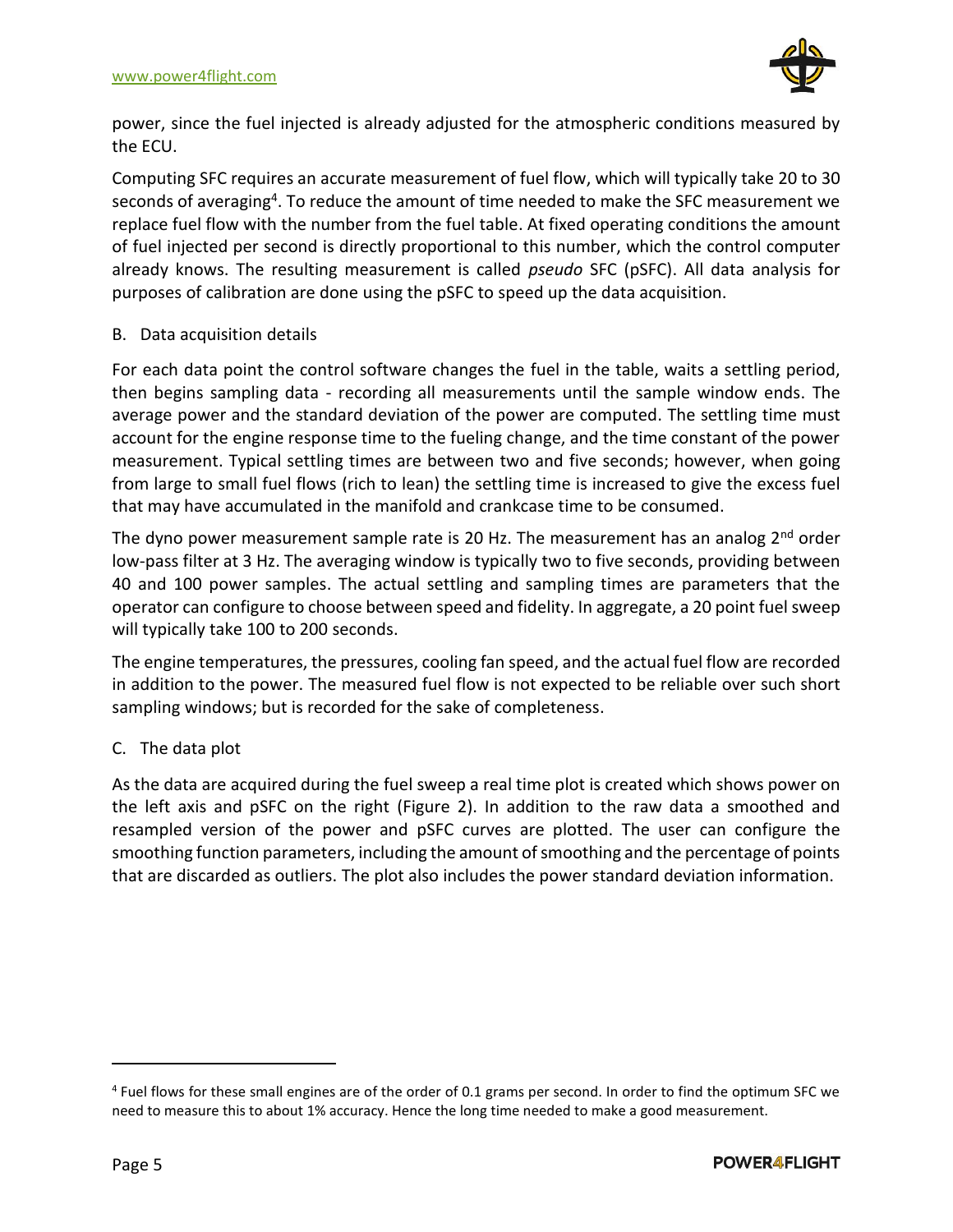power, since the fuel injected is already adjusted for the atmospheric conditions measured by the ECU.

Computing SFC requires an accurate measurement of fuel flow, which will typically take 20 to 30 seconds of averaging[4]. To reduce the amount of time needed to make the SFC measurement we replace fuel flow with the number from the fuel table. At fixed operating conditions the amount of fuel injected per second is directly proportional to this number, which the control computer already knows. The resulting measurement is called *pseudo* SFC (pSFC). All data analysis for purposes of calibration are done using the pSFC to speed up the data acquisition.

## B. Data acquisition details

For each data point the control software changes the fuel in the table, waits a settling period, then begins sampling data - recording all measurements until the sample window ends. The average power and the standard deviation of the power are computed. The settling time must account for the engine response time to the fueling change, and the time constant of the power measurement. Typical settling times are between two and five seconds; however, when going from large to small fuel flows (rich to lean) the settling time is increased to give the excess fuel that may have accumulated in the manifold and crankcase time to be consumed.

The dyno power measurement sample rate is 20 Hz. The measurement has an analog 2nd order low-pass filter at 3 Hz. The averaging window is typically two to five seconds, providing between 40 and 100 power samples. The actual settling and sampling times are parameters that the operator can configure to choose between speed and fidelity. In aggregate, a 20 point fuel sweep will typically take 100 to 200 seconds.

The engine temperatures, the pressures, cooling fan speed, and the actual fuel flow are recorded in addition to the power. The measured fuel flow is not expected to be reliable over such short sampling windows; but is recorded for the sake of completeness.

## C. The data plot

As the data are acquired during the fuel sweep a real time plot is created which shows power on the left axis and pSFC on the right (Figure 2). In addition to the raw data a smoothed and resampled version of the power and pSFC curves are plotted. The user can configure the smoothing function parameters, including the amount of smoothing and the percentage of points that are discarded as outliers. The plot also includes the power standard deviation information.

---

[4] Fuel flows for these small engines are of the order of 0.1 grams per second. In order to find the optimum SFC we need to measure this to about 1% accuracy. Hence the long time needed to make a good measurement.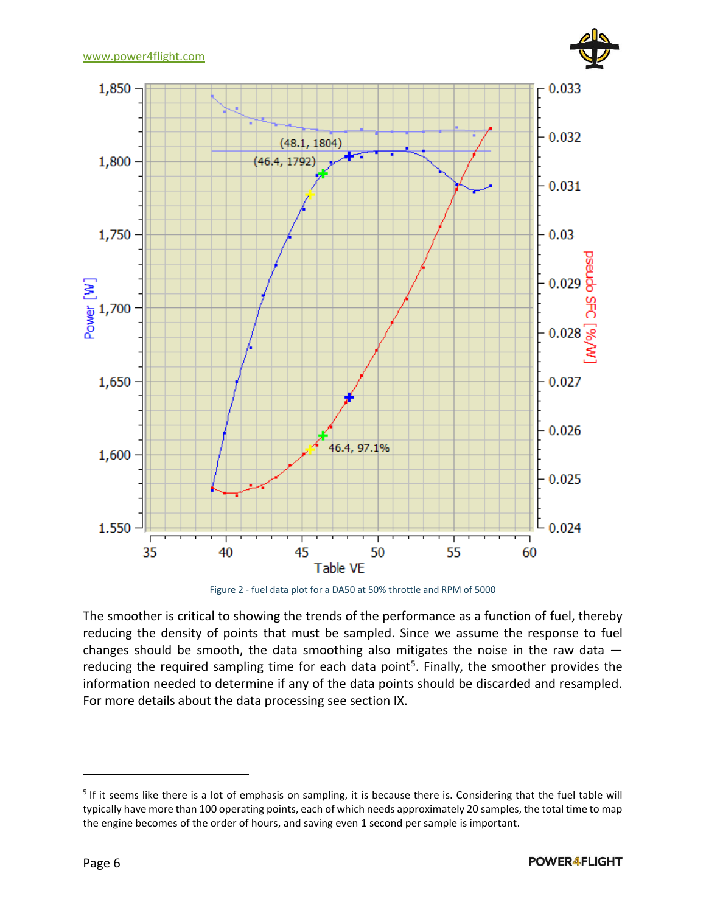Figure 2 - fuel data plot for a DA50 at 50% throttle and RPM of 5000

The smoother is critical to showing the trends of the performance as a function of fuel, thereby reducing the density of points that must be sampled. Since we assume the response to fuel changes should be smooth, the data smoothing also mitigates the noise in the raw data — reducing the required sampling time for each data point[5]. Finally, the smoother provides the information needed to determine if any of the data points should be discarded and resampled. For more details about the data processing see section IX.

[5] If it seems like there is a lot of emphasis on sampling, it is because there is. Considering that the fuel table will typically have more than 100 operating points, each of which needs approximately 20 samples, the total time to map the engine becomes of the order of hours, and saving even 1 second per sample is important.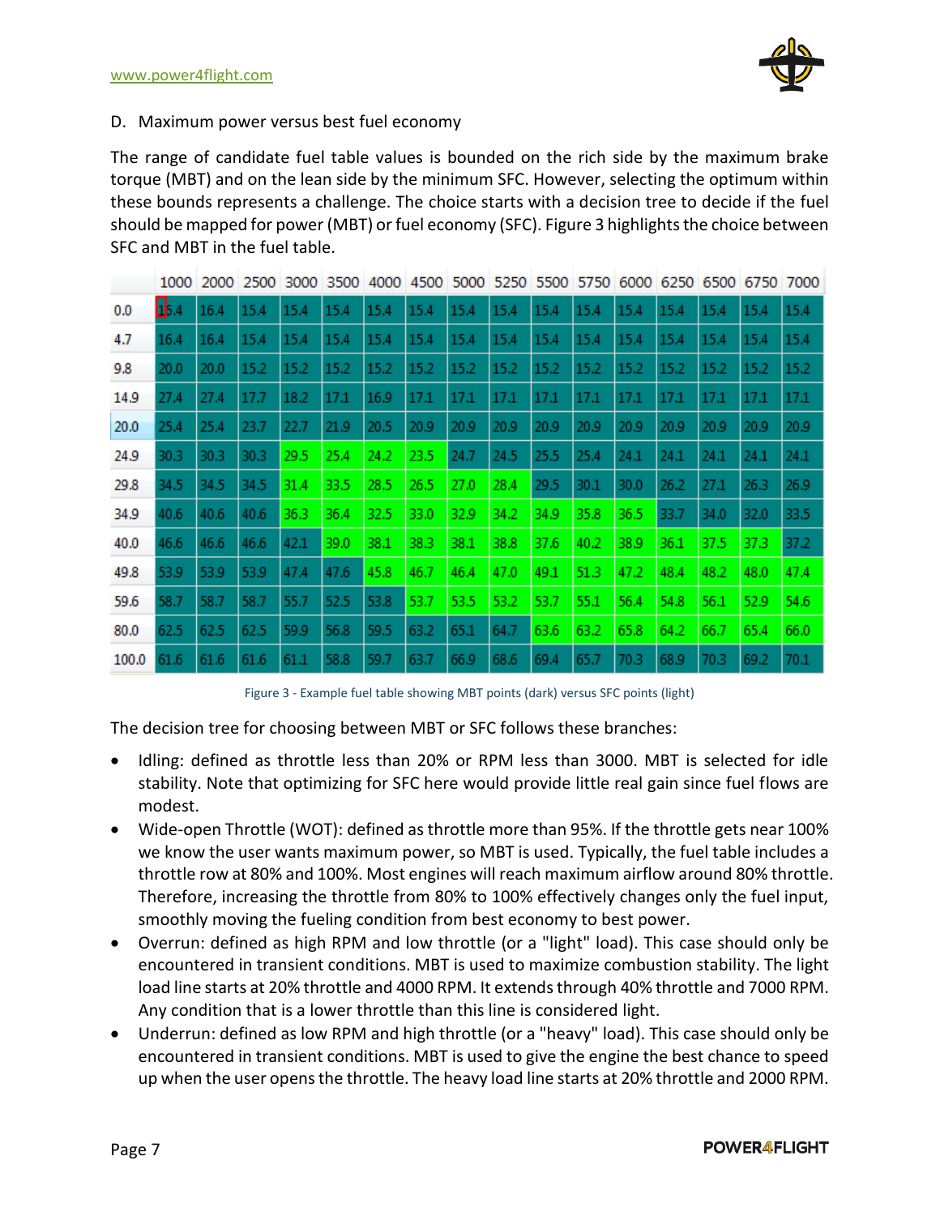D. Maximum power versus best fuel economy

The range of candidate fuel table values is bounded on the rich side by the maximum brake torque (MBT) and on the lean side by the minimum SFC. However, selecting the optimum within these bounds represents a challenge. The choice starts with a decision tree to decide if the fuel should be mapped for power (MBT) or fuel economy (SFC). Figure 3 highlights the choice between SFC and MBT in the fuel table.

| | 1000 | 2000 | 2500 | 3000 | 3500 | 4000 | 4500 | 5000 | 5250 | 5500 | 5750 | 6000 | 6250 | 6500 | 6750 | 7000 |
|---|---|---|---|---|---|---|---|---|---|---|---|---|---|---|---|---|
| 0.0 | 15.4 | 16.4 | 15.4 | 15.4 | 15.4 | 15.4 | 15.4 | 15.4 | 15.4 | 15.4 | 15.4 | 15.4 | 15.4 | 15.4 | 15.4 | 15.4 |
| 4.7 | 16.4 | 16.4 | 15.4 | 15.4 | 15.4 | 15.4 | 15.4 | 15.4 | 15.4 | 15.4 | 15.4 | 15.4 | 15.4 | 15.4 | 15.4 | 15.4 |
| 9.8 | 20.0 | 20.0 | 15.2 | 15.2 | 15.2 | 15.2 | 15.2 | 15.2 | 15.2 | 15.2 | 15.2 | 15.2 | 15.2 | 15.2 | 15.2 | 15.2 |
| 14.9 | 27.4 | 27.4 | 17.7 | 18.2 | 17.1 | 16.9 | 17.1 | 17.1 | 17.1 | 17.1 | 17.1 | 17.1 | 17.1 | 17.1 | 17.1 | 17.1 |
| 20.0 | 25.4 | 25.4 | 23.7 | 22.7 | 21.9 | 20.5 | 20.9 | 20.9 | 20.9 | 20.9 | 20.9 | 20.9 | 20.9 | 20.9 | 20.9 | 20.9 |
| 24.9 | 30.3 | 30.3 | 30.3 | 29.5 | 25.4 | 24.2 | 23.5 | 24.7 | 24.5 | 25.5 | 25.4 | 24.1 | 24.1 | 24.1 | 24.1 | 24.1 |
| 29.8 | 34.5 | 34.5 | 34.5 | 31.4 | 33.5 | 28.5 | 26.5 | 27.0 | 28.4 | 29.5 | 30.1 | 30.0 | 26.2 | 27.1 | 26.3 | 26.9 |
| 34.9 | 40.6 | 40.6 | 40.6 | 36.3 | 36.4 | 32.5 | 33.0 | 32.9 | 34.2 | 34.9 | 35.8 | 36.5 | 33.7 | 34.0 | 32.0 | 33.5 |
| 40.0 | 46.6 | 46.6 | 46.6 | 42.1 | 39.0 | 38.1 | 38.3 | 38.1 | 38.8 | 37.6 | 40.2 | 38.9 | 36.1 | 37.5 | 37.3 | 37.2 |
| 49.8 | 53.9 | 53.9 | 53.9 | 47.4 | 47.6 | 45.8 | 46.7 | 46.4 | 47.0 | 49.1 | 51.3 | 47.2 | 48.4 | 48.2 | 48.0 | 47.4 |
| 59.6 | 58.7 | 58.7 | 58.7 | 55.7 | 52.5 | 53.8 | 53.7 | 53.5 | 53.2 | 53.7 | 55.1 | 56.4 | 54.8 | 56.1 | 52.9 | 54.6 |
| 80.0 | 62.5 | 62.5 | 62.5 | 59.9 | 56.8 | 59.5 | 63.2 | 65.1 | 64.7 | 63.6 | 63.2 | 65.8 | 64.2 | 66.7 | 65.4 | 66.0 |
| 100.0 | 61.6 | 61.6 | 61.6 | 61.1 | 58.8 | 59.7 | 63.7 | 66.9 | 68.6 | 69.4 | 65.7 | 70.3 | 68.9 | 70.3 | 69.2 | 70.1 |

Figure 3 - Example fuel table showing MBT points (dark) versus SFC points (light)

The decision tree for choosing between MBT or SFC follows these branches:

- Idling: defined as throttle less than 20% or RPM less than 3000. MBT is selected for idle stability. Note that optimizing for SFC here would provide little real gain since fuel flows are modest.
- Wide-open Throttle (WOT): defined as throttle more than 95%. If the throttle gets near 100% we know the user wants maximum power, so MBT is used. Typically, the fuel table includes a throttle row at 80% and 100%. Most engines will reach maximum airflow around 80% throttle. Therefore, increasing the throttle from 80% to 100% effectively changes only the fuel input, smoothly moving the fueling condition from best economy to best power.
- Overrun: defined as high RPM and low throttle (or a "light" load). This case should only be encountered in transient conditions. MBT is used to maximize combustion stability. The light load line starts at 20% throttle and 4000 RPM. It extends through 40% throttle and 7000 RPM. Any condition that is a lower throttle than this line is considered light.
- Underrun: defined as low RPM and high throttle (or a "heavy" load). This case should only be encountered in transient conditions. MBT is used to give the engine the best chance to speed up when the user opens the throttle. The heavy load line starts at 20% throttle and 2000 RPM.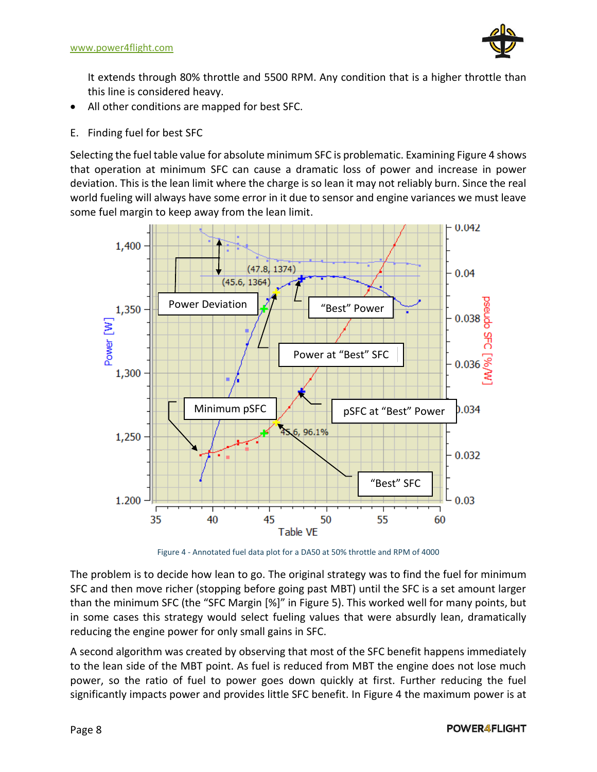It extends through 80% throttle and 5500 RPM. Any condition that is a higher throttle than this line is considered heavy.

- All other conditions are mapped for best SFC.

E. Finding fuel for best SFC

Selecting the fuel table value for absolute minimum SFC is problematic. Examining Figure 4 shows that operation at minimum SFC can cause a dramatic loss of power and increase in power deviation. This is the lean limit where the charge is so lean it may not reliably burn. Since the real world fueling will always have some error in it due to sensor and engine variances we must leave some fuel margin to keep away from the lean limit.

Figure 4 - Annotated fuel data plot for a DA50 at 50% throttle and RPM of 4000

The problem is to decide how lean to go. The original strategy was to find the fuel for minimum SFC and then move richer (stopping before going past MBT) until the SFC is a set amount larger than the minimum SFC (the "SFC Margin [%]" in Figure 5). This worked well for many points, but in some cases this strategy would select fueling values that were absurdly lean, dramatically reducing the engine power for only small gains in SFC.

A second algorithm was created by observing that most of the SFC benefit happens immediately to the lean side of the MBT point. As fuel is reduced from MBT the engine does not lose much power, so the ratio of fuel to power goes down quickly at first. Further reducing the fuel significantly impacts power and provides little SFC benefit. In Figure 4 the maximum power is at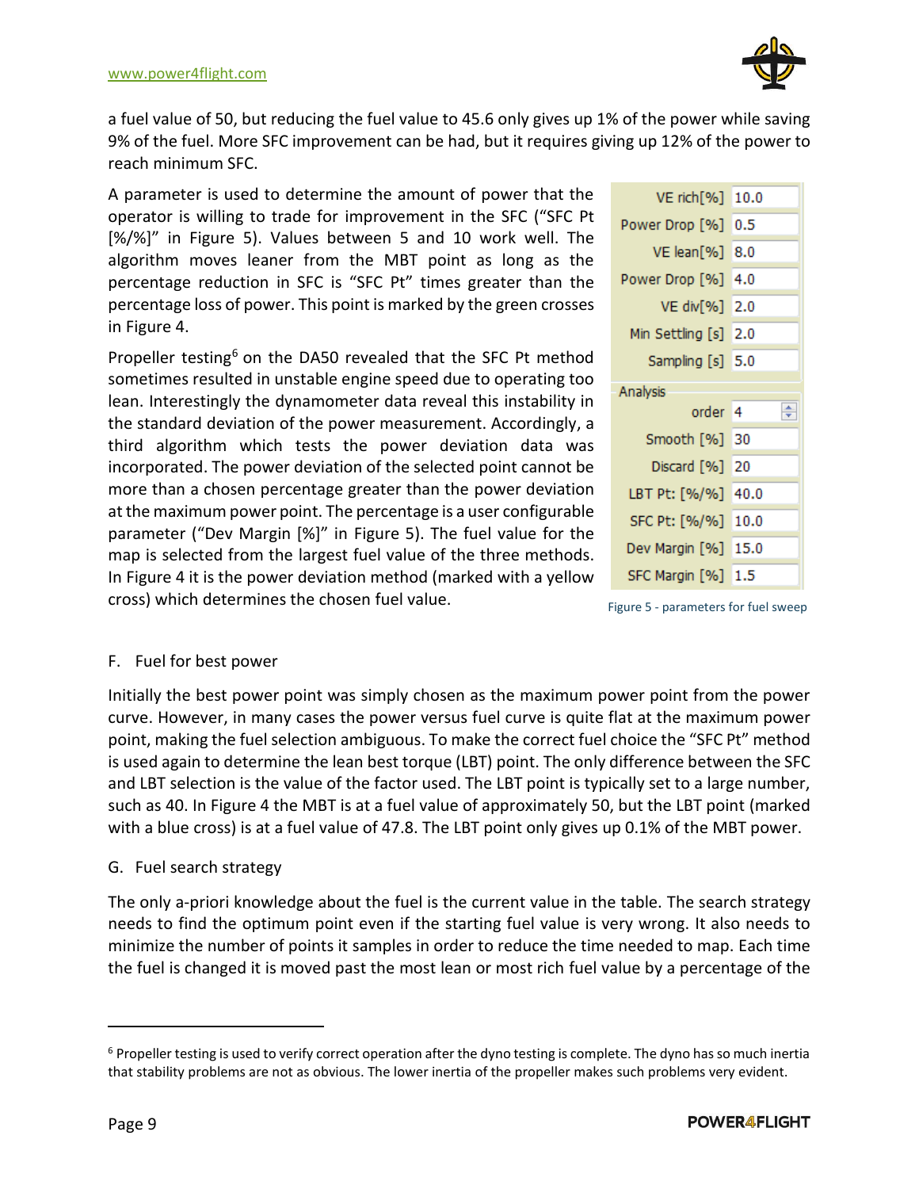a fuel value of 50, but reducing the fuel value to 45.6 only gives up 1% of the power while saving 9% of the fuel. More SFC improvement can be had, but it requires giving up 12% of the power to reach minimum SFC.

A parameter is used to determine the amount of power that the operator is willing to trade for improvement in the SFC ("SFC Pt [%/%]" in Figure 5). Values between 5 and 10 work well. The algorithm moves leaner from the MBT point as long as the percentage reduction in SFC is "SFC Pt" times greater than the percentage loss of power. This point is marked by the green crosses in Figure 4.

Propeller testing[6] on the DA50 revealed that the SFC Pt method sometimes resulted in unstable engine speed due to operating too lean. Interestingly the dynamometer data reveal this instability in the standard deviation of the power measurement. Accordingly, a third algorithm which tests the power deviation data was incorporated. The power deviation of the selected point cannot be more than a chosen percentage greater than the power deviation at the maximum power point. The percentage is a user configurable parameter ("Dev Margin [%]" in Figure 5). The fuel value for the map is selected from the largest fuel value of the three methods. In Figure 4 it is the power deviation method (marked with a yellow cross) which determines the chosen fuel value.

| Parameter | Value |
|---|---|
| VE rich[%] | 10.0 |
| Power Drop [%] | 0.5 |
| VE lean[%] | 8.0 |
| Power Drop [%] | 4.0 |
| VE div[%] | 2.0 |
| Min Settling [s] | 2.0 |
| Sampling [s] | 5.0 |
| **Analysis** | |
| order | 4 |
| Smooth [%] | 30 |
| Discard [%] | 20 |
| LBT Pt: [%/%] | 40.0 |
| SFC Pt: [%/%] | 10.0 |
| Dev Margin [%] | 15.0 |
| SFC Margin [%] | 1.5 |

Figure 5 - parameters for fuel sweep

## F. Fuel for best power

Initially the best power point was simply chosen as the maximum power point from the power curve. However, in many cases the power versus fuel curve is quite flat at the maximum power point, making the fuel selection ambiguous. To make the correct fuel choice the "SFC Pt" method is used again to determine the lean best torque (LBT) point. The only difference between the SFC and LBT selection is the value of the factor used. The LBT point is typically set to a large number, such as 40. In Figure 4 the MBT is at a fuel value of approximately 50, but the LBT point (marked with a blue cross) is at a fuel value of 47.8. The LBT point only gives up 0.1% of the MBT power.

## G. Fuel search strategy

The only a-priori knowledge about the fuel is the current value in the table. The search strategy needs to find the optimum point even if the starting fuel value is very wrong. It also needs to minimize the number of points it samples in order to reduce the time needed to map. Each time the fuel is changed it is moved past the most lean or most rich fuel value by a percentage of the

---

[6] Propeller testing is used to verify correct operation after the dyno testing is complete. The dyno has so much inertia that stability problems are not as obvious. The lower inertia of the propeller makes such problems very evident.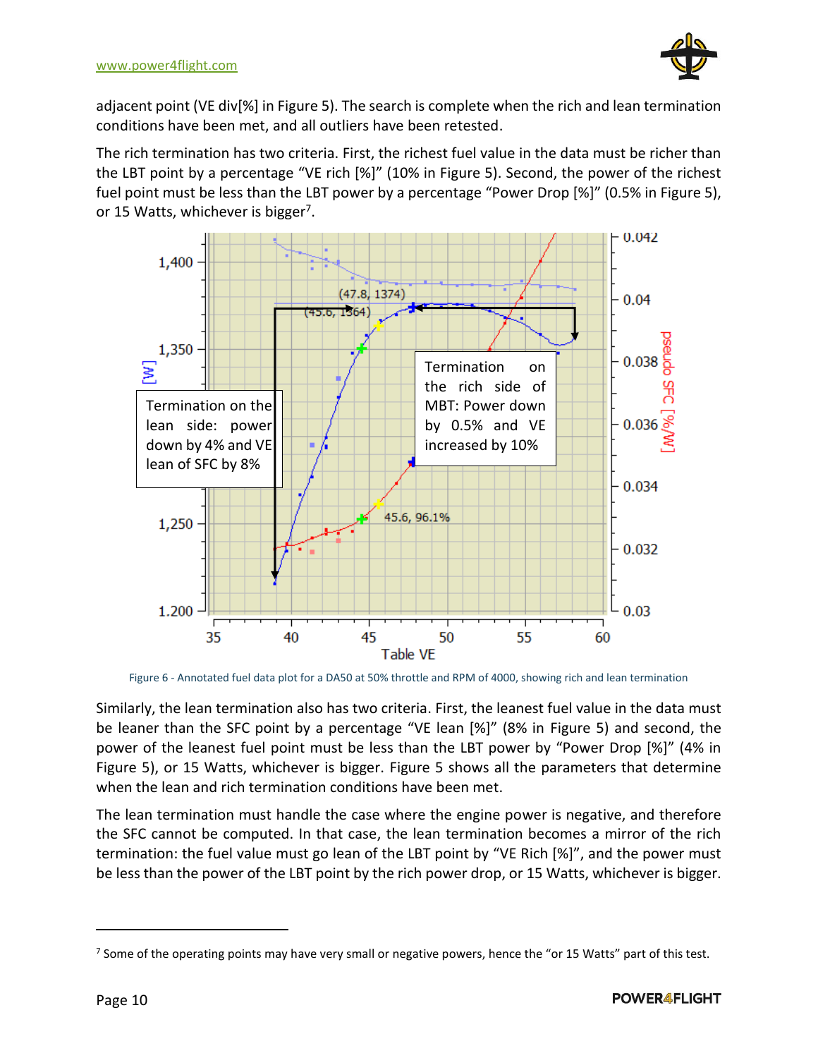adjacent point (VE div[%] in Figure 5). The search is complete when the rich and lean termination conditions have been met, and all outliers have been retested.

The rich termination has two criteria. First, the richest fuel value in the data must be richer than the LBT point by a percentage "VE rich [%]" (10% in Figure 5). Second, the power of the richest fuel point must be less than the LBT power by a percentage "Power Drop [%]" (0.5% in Figure 5), or 15 Watts, whichever is bigger[7].

Figure 6 - Annotated fuel data plot for a DA50 at 50% throttle and RPM of 4000, showing rich and lean termination

Similarly, the lean termination also has two criteria. First, the leanest fuel value in the data must be leaner than the SFC point by a percentage "VE lean [%]" (8% in Figure 5) and second, the power of the leanest fuel point must be less than the LBT power by "Power Drop [%]" (4% in Figure 5), or 15 Watts, whichever is bigger. Figure 5 shows all the parameters that determine when the lean and rich termination conditions have been met.

The lean termination must handle the case where the engine power is negative, and therefore the SFC cannot be computed. In that case, the lean termination becomes a mirror of the rich termination: the fuel value must go lean of the LBT point by "VE Rich [%]", and the power must be less than the power of the LBT point by the rich power drop, or 15 Watts, whichever is bigger.

[7] Some of the operating points may have very small or negative powers, hence the "or 15 Watts" part of this test.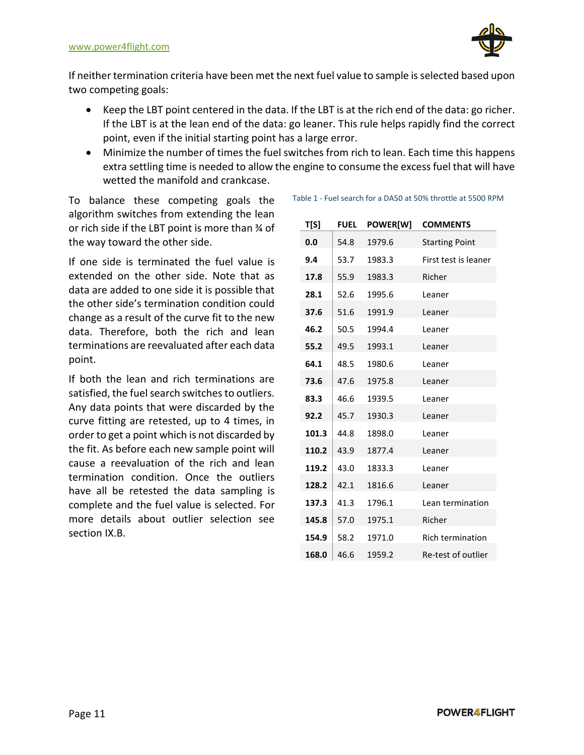If neither termination criteria have been met the next fuel value to sample is selected based upon two competing goals:

- Keep the LBT point centered in the data. If the LBT is at the rich end of the data: go richer. If the LBT is at the lean end of the data: go leaner. This rule helps rapidly find the correct point, even if the initial starting point has a large error.
- Minimize the number of times the fuel switches from rich to lean. Each time this happens extra settling time is needed to allow the engine to consume the excess fuel that will have wetted the manifold and crankcase.

To balance these competing goals the algorithm switches from extending the lean or rich side if the LBT point is more than ¾ of the way toward the other side.

If one side is terminated the fuel value is extended on the other side. Note that as data are added to one side it is possible that the other side's termination condition could change as a result of the curve fit to the new data. Therefore, both the rich and lean terminations are reevaluated after each data point.

If both the lean and rich terminations are satisfied, the fuel search switches to outliers. Any data points that were discarded by the curve fitting are retested, up to 4 times, in order to get a point which is not discarded by the fit. As before each new sample point will cause a reevaluation of the rich and lean termination condition. Once the outliers have all be retested the data sampling is complete and the fuel value is selected. For more details about outlier selection see section IX.B.

Table 1 - Fuel search for a DA50 at 50% throttle at 5500 RPM

| T[S] | FUEL | POWER[W] | COMMENTS |
|---|---|---|---|
| **0.0** | 54.8 | 1979.6 | Starting Point |
| **9.4** | 53.7 | 1983.3 | First test is leaner |
| **17.8** | 55.9 | 1983.3 | Richer |
| **28.1** | 52.6 | 1995.6 | Leaner |
| **37.6** | 51.6 | 1991.9 | Leaner |
| **46.2** | 50.5 | 1994.4 | Leaner |
| **55.2** | 49.5 | 1993.1 | Leaner |
| **64.1** | 48.5 | 1980.6 | Leaner |
| **73.6** | 47.6 | 1975.8 | Leaner |
| **83.3** | 46.6 | 1939.5 | Leaner |
| **92.2** | 45.7 | 1930.3 | Leaner |
| **101.3** | 44.8 | 1898.0 | Leaner |
| **110.2** | 43.9 | 1877.4 | Leaner |
| **119.2** | 43.0 | 1833.3 | Leaner |
| **128.2** | 42.1 | 1816.6 | Leaner |
| **137.3** | 41.3 | 1796.1 | Lean termination |
| **145.8** | 57.0 | 1975.1 | Richer |
| **154.9** | 58.2 | 1971.0 | Rich termination |
| **168.0** | 46.6 | 1959.2 | Re-test of outlier |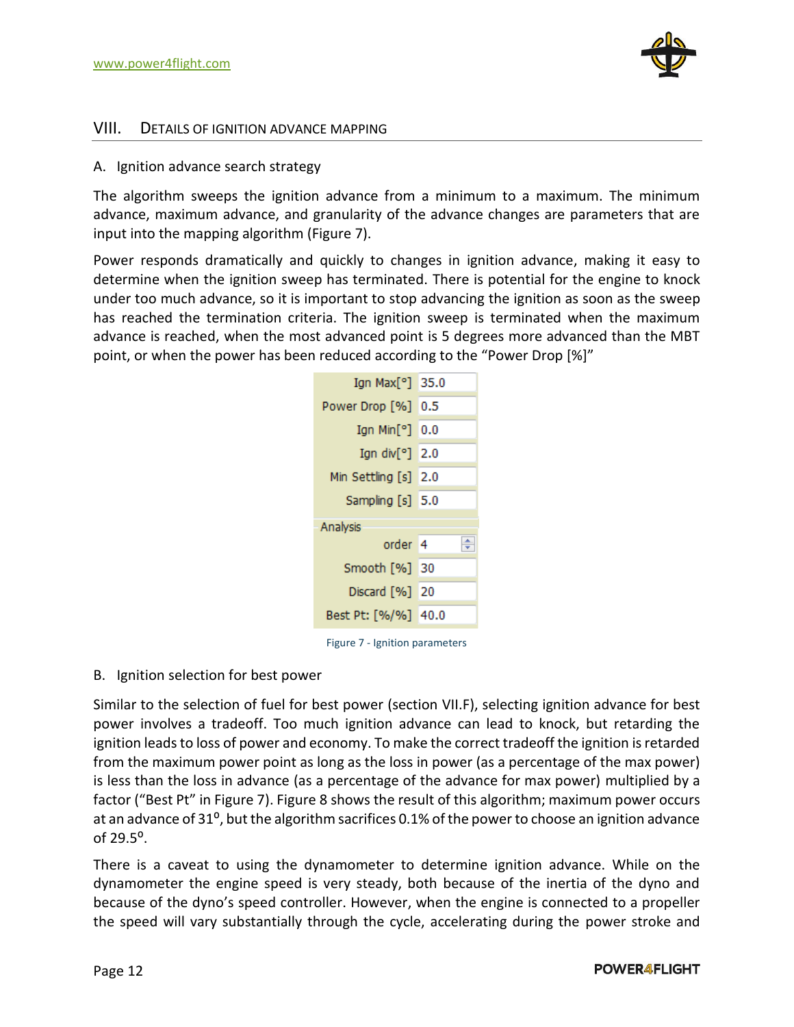## VIII. Details of Ignition Advance Mapping

### A. Ignition advance search strategy

The algorithm sweeps the ignition advance from a minimum to a maximum. The minimum advance, maximum advance, and granularity of the advance changes are parameters that are input into the mapping algorithm (Figure 7).

Power responds dramatically and quickly to changes in ignition advance, making it easy to determine when the ignition sweep has terminated. There is potential for the engine to knock under too much advance, so it is important to stop advancing the ignition as soon as the sweep has reached the termination criteria. The ignition sweep is terminated when the maximum advance is reached, when the most advanced point is 5 degrees more advanced than the MBT point, or when the power has been reduced according to the "Power Drop [%]"

| Parameter | Value |
|---|---|
| Ign Max[°] | 35.0 |
| Power Drop [%] | 0.5 |
| Ign Min[°] | 0.0 |
| Ign div[°] | 2.0 |
| Min Settling [s] | 2.0 |
| Sampling [s] | 5.0 |
| **Analysis** | |
| order | 4 |
| Smooth [%] | 30 |
| Discard [%] | 20 |
| Best Pt: [%/%] | 40.0 |

Figure 7 - Ignition parameters

### B. Ignition selection for best power

Similar to the selection of fuel for best power (section VII.F), selecting ignition advance for best power involves a tradeoff. Too much ignition advance can lead to knock, but retarding the ignition leads to loss of power and economy. To make the correct tradeoff the ignition is retarded from the maximum power point as long as the loss in power (as a percentage of the max power) is less than the loss in advance (as a percentage of the advance for max power) multiplied by a factor ("Best Pt" in Figure 7). Figure 8 shows the result of this algorithm; maximum power occurs at an advance of 31°, but the algorithm sacrifices 0.1% of the power to choose an ignition advance of 29.5°.

There is a caveat to using the dynamometer to determine ignition advance. While on the dynamometer the engine speed is very steady, both because of the inertia of the dyno and because of the dyno's speed controller. However, when the engine is connected to a propeller the speed will vary substantially through the cycle, accelerating during the power stroke and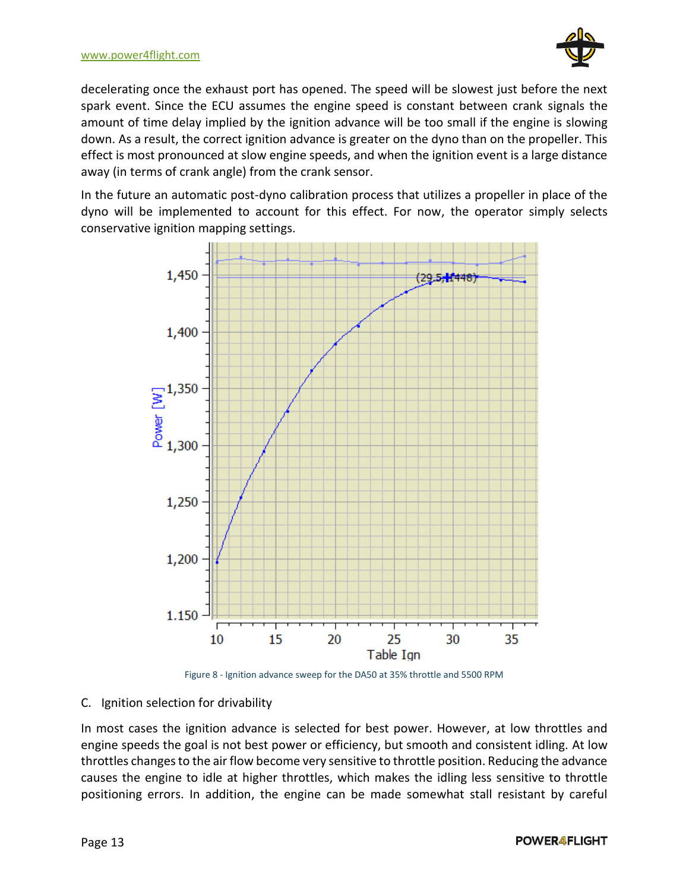decelerating once the exhaust port has opened. The speed will be slowest just before the next spark event. Since the ECU assumes the engine speed is constant between crank signals the amount of time delay implied by the ignition advance will be too small if the engine is slowing down. As a result, the correct ignition advance is greater on the dyno than on the propeller. This effect is most pronounced at slow engine speeds, and when the ignition event is a large distance away (in terms of crank angle) from the crank sensor.

In the future an automatic post-dyno calibration process that utilizes a propeller in place of the dyno will be implemented to account for this effect. For now, the operator simply selects conservative ignition mapping settings.

Figure 8 - Ignition advance sweep for the DA50 at 35% throttle and 5500 RPM

C. Ignition selection for drivability

In most cases the ignition advance is selected for best power. However, at low throttles and engine speeds the goal is not best power or efficiency, but smooth and consistent idling. At low throttles changes to the air flow become very sensitive to throttle position. Reducing the advance causes the engine to idle at higher throttles, which makes the idling less sensitive to throttle positioning errors. In addition, the engine can be made somewhat stall resistant by careful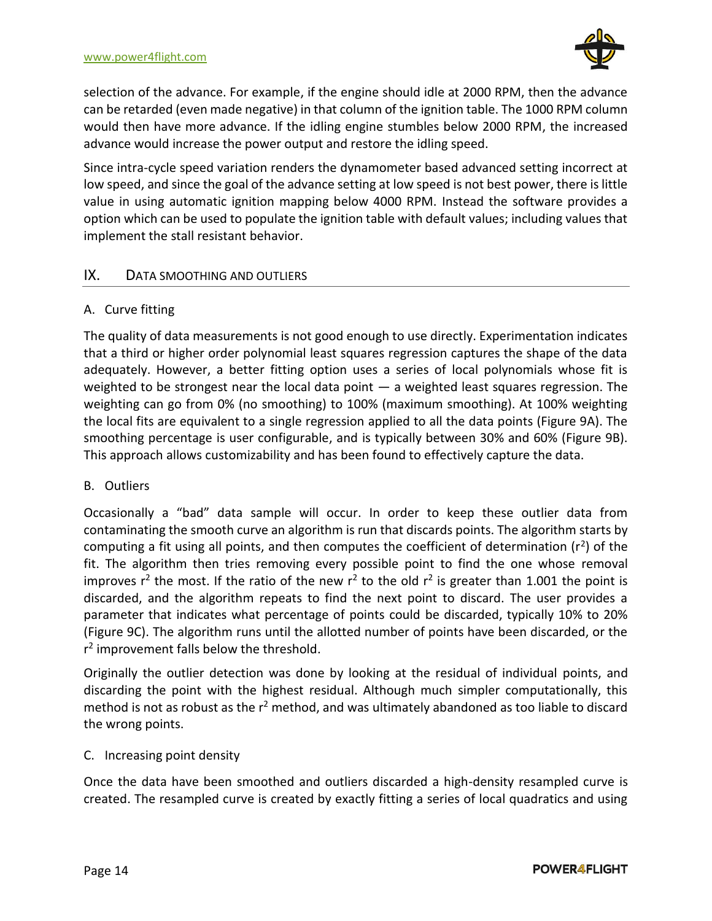selection of the advance. For example, if the engine should idle at 2000 RPM, then the advance can be retarded (even made negative) in that column of the ignition table. The 1000 RPM column would then have more advance. If the idling engine stumbles below 2000 RPM, the increased advance would increase the power output and restore the idling speed.

Since intra-cycle speed variation renders the dynamometer based advanced setting incorrect at low speed, and since the goal of the advance setting at low speed is not best power, there is little value in using automatic ignition mapping below 4000 RPM. Instead the software provides a option which can be used to populate the ignition table with default values; including values that implement the stall resistant behavior.

## IX. Data smoothing and outliers

### A. Curve fitting

The quality of data measurements is not good enough to use directly. Experimentation indicates that a third or higher order polynomial least squares regression captures the shape of the data adequately. However, a better fitting option uses a series of local polynomials whose fit is weighted to be strongest near the local data point — a weighted least squares regression. The weighting can go from 0% (no smoothing) to 100% (maximum smoothing). At 100% weighting the local fits are equivalent to a single regression applied to all the data points (Figure 9A). The smoothing percentage is user configurable, and is typically between 30% and 60% (Figure 9B). This approach allows customizability and has been found to effectively capture the data.

### B. Outliers

Occasionally a "bad" data sample will occur. In order to keep these outlier data from contaminating the smooth curve an algorithm is run that discards points. The algorithm starts by computing a fit using all points, and then computes the coefficient of determination ($r^2$) of the fit. The algorithm then tries removing every possible point to find the one whose removal improves $r^2$ the most. If the ratio of the new $r^2$ to the old $r^2$ is greater than 1.001 the point is discarded, and the algorithm repeats to find the next point to discard. The user provides a parameter that indicates what percentage of points could be discarded, typically 10% to 20% (Figure 9C). The algorithm runs until the allotted number of points have been discarded, or the $r^2$ improvement falls below the threshold.

Originally the outlier detection was done by looking at the residual of individual points, and discarding the point with the highest residual. Although much simpler computationally, this method is not as robust as the $r^2$ method, and was ultimately abandoned as too liable to discard the wrong points.

### C. Increasing point density

Once the data have been smoothed and outliers discarded a high-density resampled curve is created. The resampled curve is created by exactly fitting a series of local quadratics and using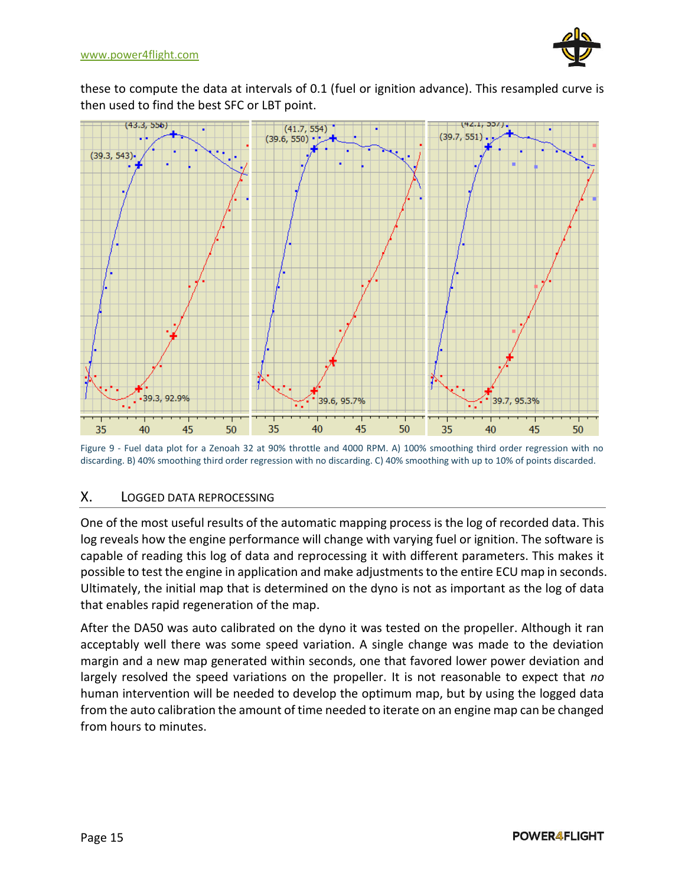these to compute the data at intervals of 0.1 (fuel or ignition advance). This resampled curve is then used to find the best SFC or LBT point.

Figure 9 - Fuel data plot for a Zenoah 32 at 90% throttle and 4000 RPM. A) 100% smoothing third order regression with no discarding. B) 40% smoothing third order regression with no discarding. C) 40% smoothing with up to 10% of points discarded.

## X. LOGGED DATA REPROCESSING

One of the most useful results of the automatic mapping process is the log of recorded data. This log reveals how the engine performance will change with varying fuel or ignition. The software is capable of reading this log of data and reprocessing it with different parameters. This makes it possible to test the engine in application and make adjustments to the entire ECU map in seconds. Ultimately, the initial map that is determined on the dyno is not as important as the log of data that enables rapid regeneration of the map.

After the DA50 was auto calibrated on the dyno it was tested on the propeller. Although it ran acceptably well there was some speed variation. A single change was made to the deviation margin and a new map generated within seconds, one that favored lower power deviation and largely resolved the speed variations on the propeller. It is not reasonable to expect that *no* human intervention will be needed to develop the optimum map, but by using the logged data from the auto calibration the amount of time needed to iterate on an engine map can be changed from hours to minutes.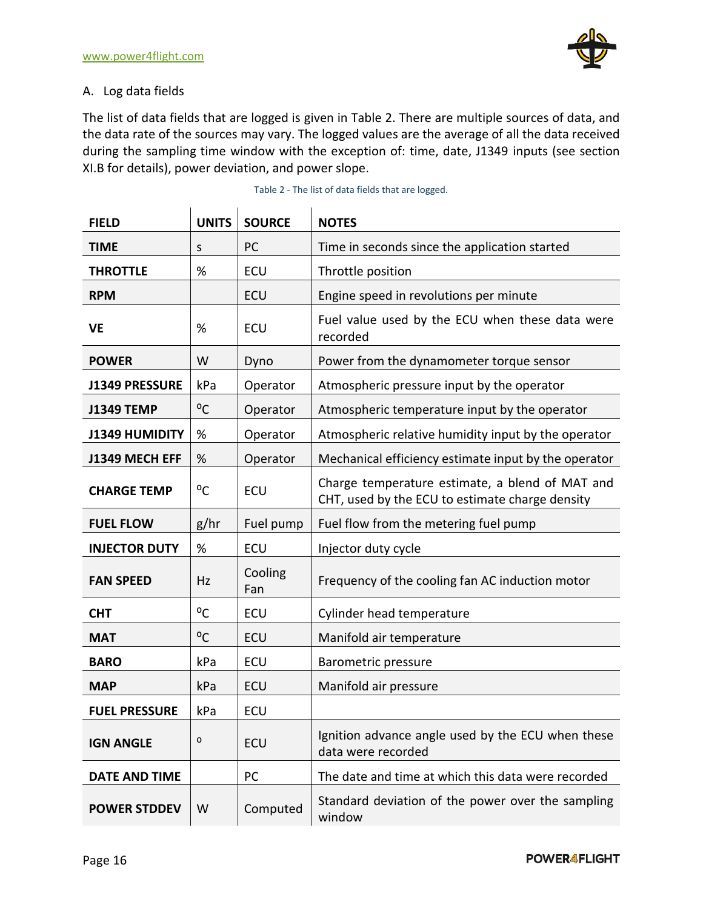## A. Log data fields

The list of data fields that are logged is given in Table 2. There are multiple sources of data, and the data rate of the sources may vary. The logged values are the average of all the data received during the sampling time window with the exception of: time, date, J1349 inputs (see section XI.B for details), power deviation, and power slope.

Table 2 - The list of data fields that are logged.

| FIELD | UNITS | SOURCE | NOTES |
|---|---|---|---|
| **TIME** | s | PC | Time in seconds since the application started |
| **THROTTLE** | % | ECU | Throttle position |
| **RPM** | | ECU | Engine speed in revolutions per minute |
| **VE** | % | ECU | Fuel value used by the ECU when these data were recorded |
| **POWER** | W | Dyno | Power from the dynamometer torque sensor |
| **J1349 PRESSURE** | kPa | Operator | Atmospheric pressure input by the operator |
| **J1349 TEMP** | ºC | Operator | Atmospheric temperature input by the operator |
| **J1349 HUMIDITY** | % | Operator | Atmospheric relative humidity input by the operator |
| **J1349 MECH EFF** | % | Operator | Mechanical efficiency estimate input by the operator |
| **CHARGE TEMP** | ºC | ECU | Charge temperature estimate, a blend of MAT and CHT, used by the ECU to estimate charge density |
| **FUEL FLOW** | g/hr | Fuel pump | Fuel flow from the metering fuel pump |
| **INJECTOR DUTY** | % | ECU | Injector duty cycle |
| **FAN SPEED** | Hz | Cooling Fan | Frequency of the cooling fan AC induction motor |
| **CHT** | ºC | ECU | Cylinder head temperature |
| **MAT** | ºC | ECU | Manifold air temperature |
| **BARO** | kPa | ECU | Barometric pressure |
| **MAP** | kPa | ECU | Manifold air pressure |
| **FUEL PRESSURE** | kPa | ECU | |
| **IGN ANGLE** | º | ECU | Ignition advance angle used by the ECU when these data were recorded |
| **DATE AND TIME** | | PC | The date and time at which this data were recorded |
| **POWER STDDEV** | W | Computed | Standard deviation of the power over the sampling window |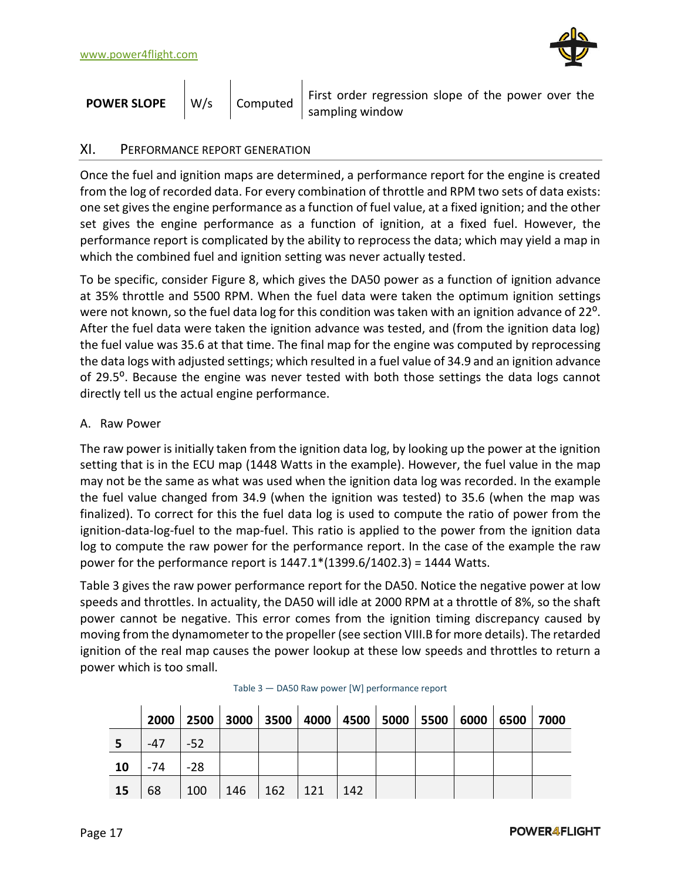| **POWER SLOPE** | W/s | Computed | First order regression slope of the power over the sampling window |
|---|---|---|---|

## XI. Performance Report Generation

Once the fuel and ignition maps are determined, a performance report for the engine is created from the log of recorded data. For every combination of throttle and RPM two sets of data exists: one set gives the engine performance as a function of fuel value, at a fixed ignition; and the other set gives the engine performance as a function of ignition, at a fixed fuel. However, the performance report is complicated by the ability to reprocess the data; which may yield a map in which the combined fuel and ignition setting was never actually tested.

To be specific, consider Figure 8, which gives the DA50 power as a function of ignition advance at 35% throttle and 5500 RPM. When the fuel data were taken the optimum ignition settings were not known, so the fuel data log for this condition was taken with an ignition advance of 22°. After the fuel data were taken the ignition advance was tested, and (from the ignition data log) the fuel value was 35.6 at that time. The final map for the engine was computed by reprocessing the data logs with adjusted settings; which resulted in a fuel value of 34.9 and an ignition advance of 29.5°. Because the engine was never tested with both those settings the data logs cannot directly tell us the actual engine performance.

### A. Raw Power

The raw power is initially taken from the ignition data log, by looking up the power at the ignition setting that is in the ECU map (1448 Watts in the example). However, the fuel value in the map may not be the same as what was used when the ignition data log was recorded. In the example the fuel value changed from 34.9 (when the ignition was tested) to 35.6 (when the map was finalized). To correct for this the fuel data log is used to compute the ratio of power from the ignition-data-log-fuel to the map-fuel. This ratio is applied to the power from the ignition data log to compute the raw power for the performance report. In the case of the example the raw power for the performance report is 1447.1*(1399.6/1402.3) = 1444 Watts.

Table 3 gives the raw power performance report for the DA50. Notice the negative power at low speeds and throttles. In actuality, the DA50 will idle at 2000 RPM at a throttle of 8%, so the shaft power cannot be negative. This error comes from the ignition timing discrepancy caused by moving from the dynamometer to the propeller (see section VIII.B for more details). The retarded ignition of the real map causes the power lookup at these low speeds and throttles to return a power which is too small.

Table 3 — DA50 Raw power [W] performance report

| | 2000 | 2500 | 3000 | 3500 | 4000 | 4500 | 5000 | 5500 | 6000 | 6500 | 7000 |
|---|---|---|---|---|---|---|---|---|---|---|---|
| **5** | -47 | -52 | | | | | | | | | |
| **10** | -74 | -28 | | | | | | | | | |
| **15** | 68 | 100 | 146 | 162 | 121 | 142 | | | | | |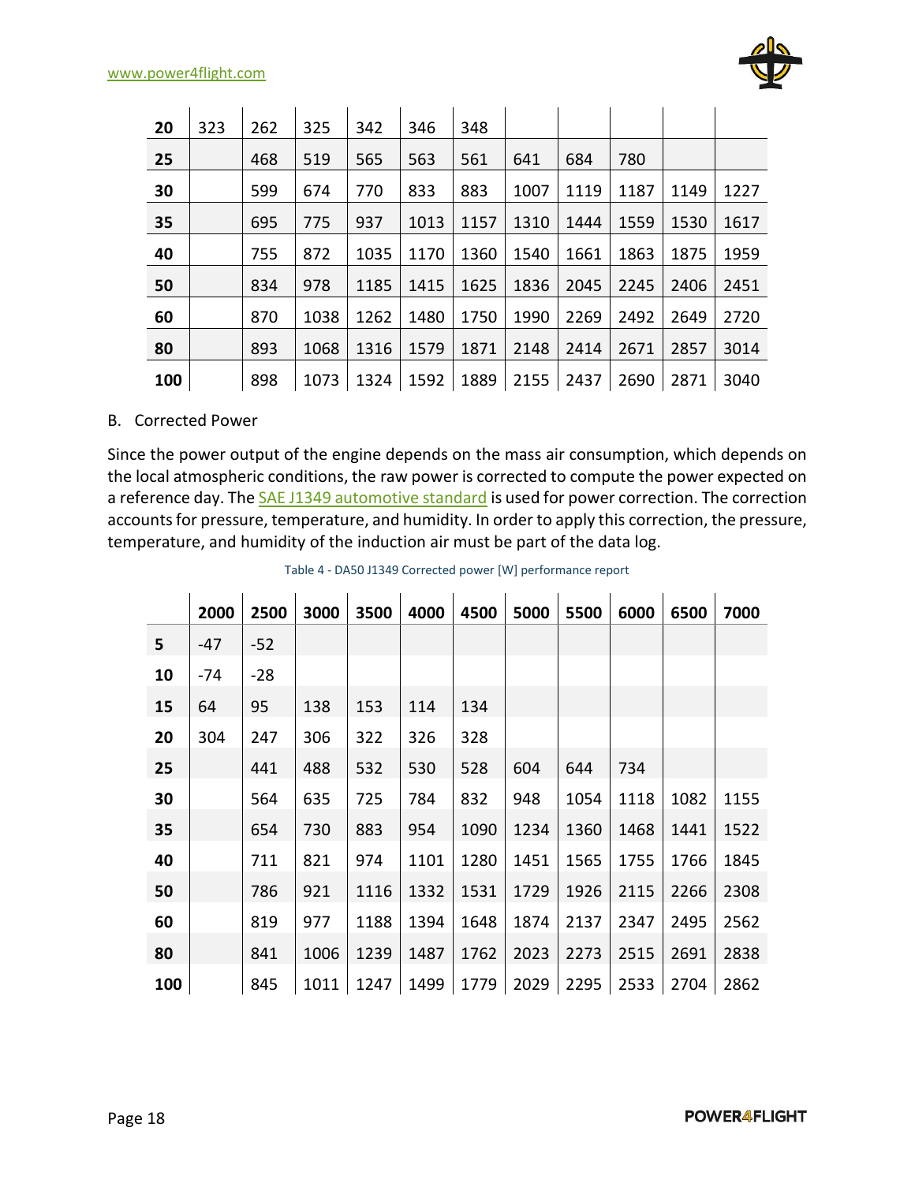| | | | | | | | | | | | |
|---|---|---|---|---|---|---|---|---|---|---|---|
| **20** | 323 | 262 | 325 | 342 | 346 | 348 | | | | | |
| **25** | | 468 | 519 | 565 | 563 | 561 | 641 | 684 | 780 | | |
| **30** | | 599 | 674 | 770 | 833 | 883 | 1007 | 1119 | 1187 | 1149 | 1227 |
| **35** | | 695 | 775 | 937 | 1013 | 1157 | 1310 | 1444 | 1559 | 1530 | 1617 |
| **40** | | 755 | 872 | 1035 | 1170 | 1360 | 1540 | 1661 | 1863 | 1875 | 1959 |
| **50** | | 834 | 978 | 1185 | 1415 | 1625 | 1836 | 2045 | 2245 | 2406 | 2451 |
| **60** | | 870 | 1038 | 1262 | 1480 | 1750 | 1990 | 2269 | 2492 | 2649 | 2720 |
| **80** | | 893 | 1068 | 1316 | 1579 | 1871 | 2148 | 2414 | 2671 | 2857 | 3014 |
| **100** | | 898 | 1073 | 1324 | 1592 | 1889 | 2155 | 2437 | 2690 | 2871 | 3040 |

B. Corrected Power

Since the power output of the engine depends on the mass air consumption, which depends on the local atmospheric conditions, the raw power is corrected to compute the power expected on a reference day. The SAE J1349 automotive standard is used for power correction. The correction accounts for pressure, temperature, and humidity. In order to apply this correction, the pressure, temperature, and humidity of the induction air must be part of the data log.

Table 4 - DA50 J1349 Corrected power [W] performance report

| | 2000 | 2500 | 3000 | 3500 | 4000 | 4500 | 5000 | 5500 | 6000 | 6500 | 7000 |
|---|---|---|---|---|---|---|---|---|---|---|---|
| **5** | -47 | -52 | | | | | | | | | |
| **10** | -74 | -28 | | | | | | | | | |
| **15** | 64 | 95 | 138 | 153 | 114 | 134 | | | | | |
| **20** | 304 | 247 | 306 | 322 | 326 | 328 | | | | | |
| **25** | | 441 | 488 | 532 | 530 | 528 | 604 | 644 | 734 | | |
| **30** | | 564 | 635 | 725 | 784 | 832 | 948 | 1054 | 1118 | 1082 | 1155 |
| **35** | | 654 | 730 | 883 | 954 | 1090 | 1234 | 1360 | 1468 | 1441 | 1522 |
| **40** | | 711 | 821 | 974 | 1101 | 1280 | 1451 | 1565 | 1755 | 1766 | 1845 |
| **50** | | 786 | 921 | 1116 | 1332 | 1531 | 1729 | 1926 | 2115 | 2266 | 2308 |
| **60** | | 819 | 977 | 1188 | 1394 | 1648 | 1874 | 2137 | 2347 | 2495 | 2562 |
| **80** | | 841 | 1006 | 1239 | 1487 | 1762 | 2023 | 2273 | 2515 | 2691 | 2838 |
| **100** | | 845 | 1011 | 1247 | 1499 | 1779 | 2029 | 2295 | 2533 | 2704 | 2862 |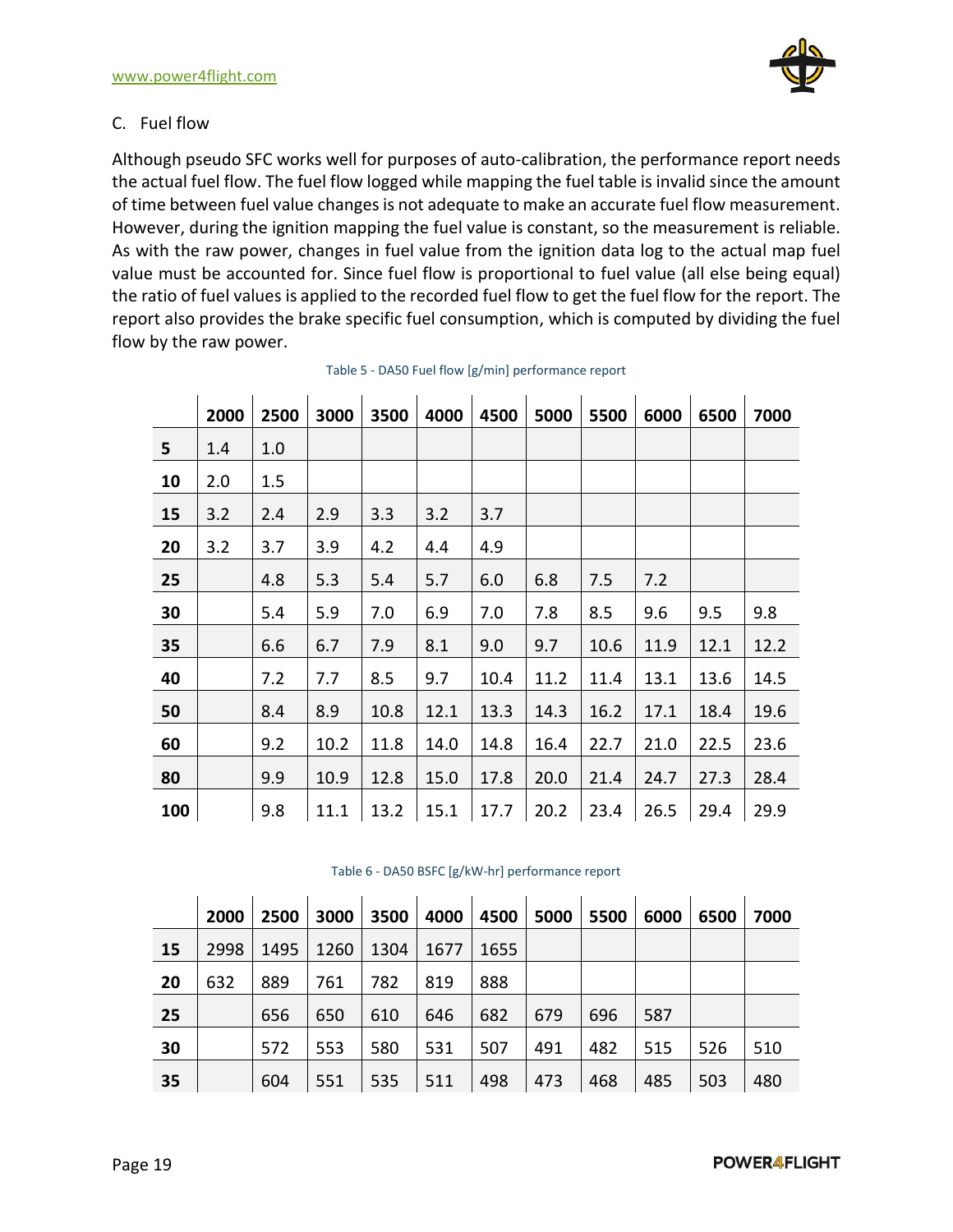C. Fuel flow

Although pseudo SFC works well for purposes of auto-calibration, the performance report needs the actual fuel flow. The fuel flow logged while mapping the fuel table is invalid since the amount of time between fuel value changes is not adequate to make an accurate fuel flow measurement. However, during the ignition mapping the fuel value is constant, so the measurement is reliable. As with the raw power, changes in fuel value from the ignition data log to the actual map fuel value must be accounted for. Since fuel flow is proportional to fuel value (all else being equal) the ratio of fuel values is applied to the recorded fuel flow to get the fuel flow for the report. The report also provides the brake specific fuel consumption, which is computed by dividing the fuel flow by the raw power.

Table 5 - DA50 Fuel flow [g/min] performance report

| | 2000 | 2500 | 3000 | 3500 | 4000 | 4500 | 5000 | 5500 | 6000 | 6500 | 7000 |
|---|---|---|---|---|---|---|---|---|---|---|---|
| **5** | 1.4 | 1.0 | | | | | | | | | |
| **10** | 2.0 | 1.5 | | | | | | | | | |
| **15** | 3.2 | 2.4 | 2.9 | 3.3 | 3.2 | 3.7 | | | | | |
| **20** | 3.2 | 3.7 | 3.9 | 4.2 | 4.4 | 4.9 | | | | | |
| **25** | | 4.8 | 5.3 | 5.4 | 5.7 | 6.0 | 6.8 | 7.5 | 7.2 | | |
| **30** | | 5.4 | 5.9 | 7.0 | 6.9 | 7.0 | 7.8 | 8.5 | 9.6 | 9.5 | 9.8 |
| **35** | | 6.6 | 6.7 | 7.9 | 8.1 | 9.0 | 9.7 | 10.6 | 11.9 | 12.1 | 12.2 |
| **40** | | 7.2 | 7.7 | 8.5 | 9.7 | 10.4 | 11.2 | 11.4 | 13.1 | 13.6 | 14.5 |
| **50** | | 8.4 | 8.9 | 10.8 | 12.1 | 13.3 | 14.3 | 16.2 | 17.1 | 18.4 | 19.6 |
| **60** | | 9.2 | 10.2 | 11.8 | 14.0 | 14.8 | 16.4 | 22.7 | 21.0 | 22.5 | 23.6 |
| **80** | | 9.9 | 10.9 | 12.8 | 15.0 | 17.8 | 20.0 | 21.4 | 24.7 | 27.3 | 28.4 |
| **100** | | 9.8 | 11.1 | 13.2 | 15.1 | 17.7 | 20.2 | 23.4 | 26.5 | 29.4 | 29.9 |

Table 6 - DA50 BSFC [g/kW-hr] performance report

| | 2000 | 2500 | 3000 | 3500 | 4000 | 4500 | 5000 | 5500 | 6000 | 6500 | 7000 |
|---|---|---|---|---|---|---|---|---|---|---|---|
| **15** | 2998 | 1495 | 1260 | 1304 | 1677 | 1655 | | | | | |
| **20** | 632 | 889 | 761 | 782 | 819 | 888 | | | | | |
| **25** | | 656 | 650 | 610 | 646 | 682 | 679 | 696 | 587 | | |
| **30** | | 572 | 553 | 580 | 531 | 507 | 491 | 482 | 515 | 526 | 510 |
| **35** | | 604 | 551 | 535 | 511 | 498 | 473 | 468 | 485 | 503 | 480 |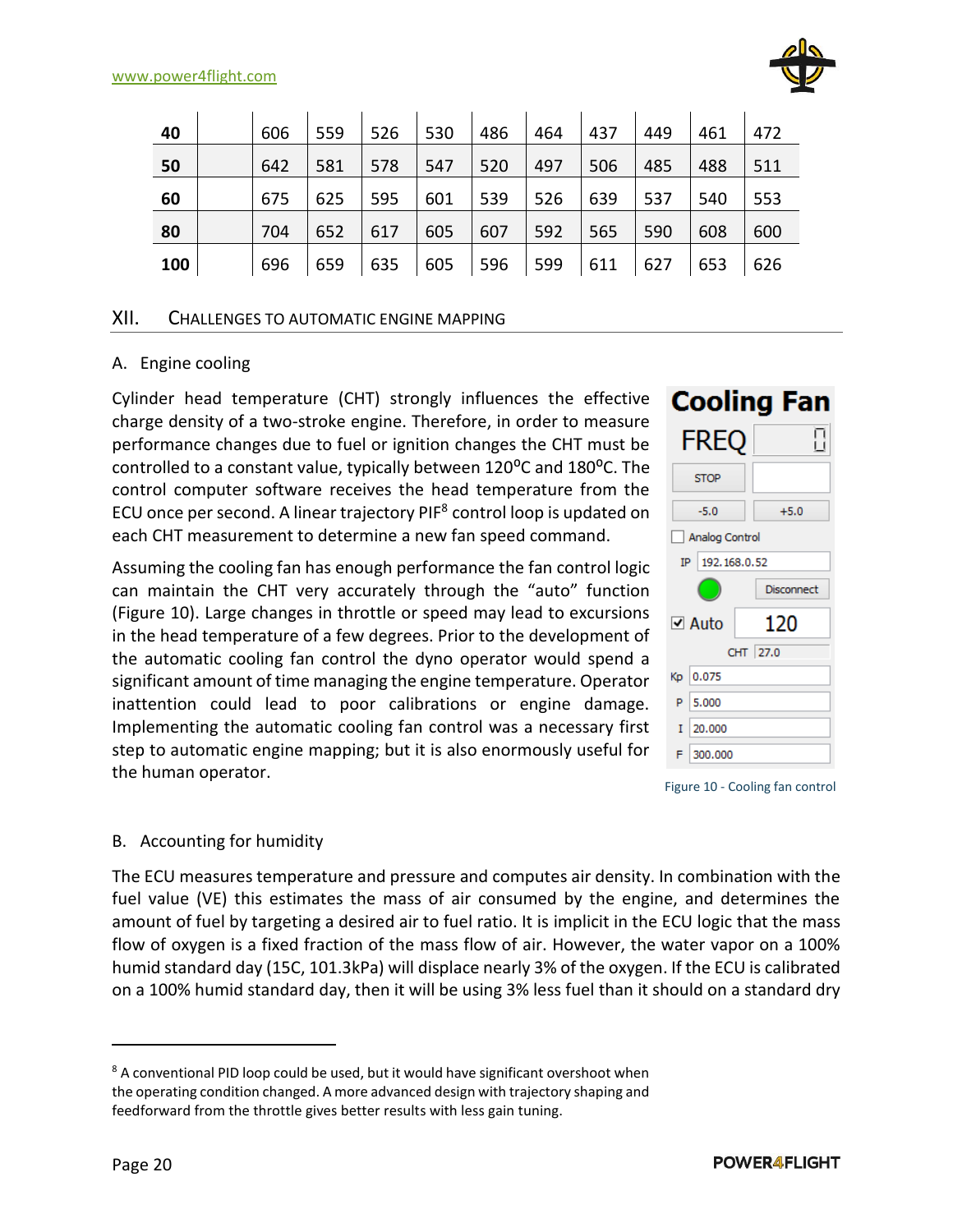| 40 | | 606 | 559 | 526 | 530 | 486 | 464 | 437 | 449 | 461 | 472 |
|---|---|---|---|---|---|---|---|---|---|---|---|
| 50 | | 642 | 581 | 578 | 547 | 520 | 497 | 506 | 485 | 488 | 511 |
| 60 | | 675 | 625 | 595 | 601 | 539 | 526 | 639 | 537 | 540 | 553 |
| 80 | | 704 | 652 | 617 | 605 | 607 | 592 | 565 | 590 | 608 | 600 |
| 100 | | 696 | 659 | 635 | 605 | 596 | 599 | 611 | 627 | 653 | 626 |

## XII. Challenges to Automatic Engine Mapping

### A. Engine cooling

Cylinder head temperature (CHT) strongly influences the effective charge density of a two-stroke engine. Therefore, in order to measure performance changes due to fuel or ignition changes the CHT must be controlled to a constant value, typically between 120ºC and 180ºC. The control computer software receives the head temperature from the ECU once per second. A linear trajectory PIF[8] control loop is updated on each CHT measurement to determine a new fan speed command.

Assuming the cooling fan has enough performance the fan control logic can maintain the CHT very accurately through the "auto" function (Figure 10). Large changes in throttle or speed may lead to excursions in the head temperature of a few degrees. Prior to the development of the automatic cooling fan control the dyno operator would spend a significant amount of time managing the engine temperature. Operator inattention could lead to poor calibrations or engine damage. Implementing the automatic cooling fan control was a necessary first step to automatic engine mapping; but it is also enormously useful for the human operator.

Figure 10 - Cooling fan control

### B. Accounting for humidity

The ECU measures temperature and pressure and computes air density. In combination with the fuel value (VE) this estimates the mass of air consumed by the engine, and determines the amount of fuel by targeting a desired air to fuel ratio. It is implicit in the ECU logic that the mass flow of oxygen is a fixed fraction of the mass flow of air. However, the water vapor on a 100% humid standard day (15C, 101.3kPa) will displace nearly 3% of the oxygen. If the ECU is calibrated on a 100% humid standard day, then it will be using 3% less fuel than it should on a standard dry

[8] A conventional PID loop could be used, but it would have significant overshoot when the operating condition changed. A more advanced design with trajectory shaping and feedforward from the throttle gives better results with less gain tuning.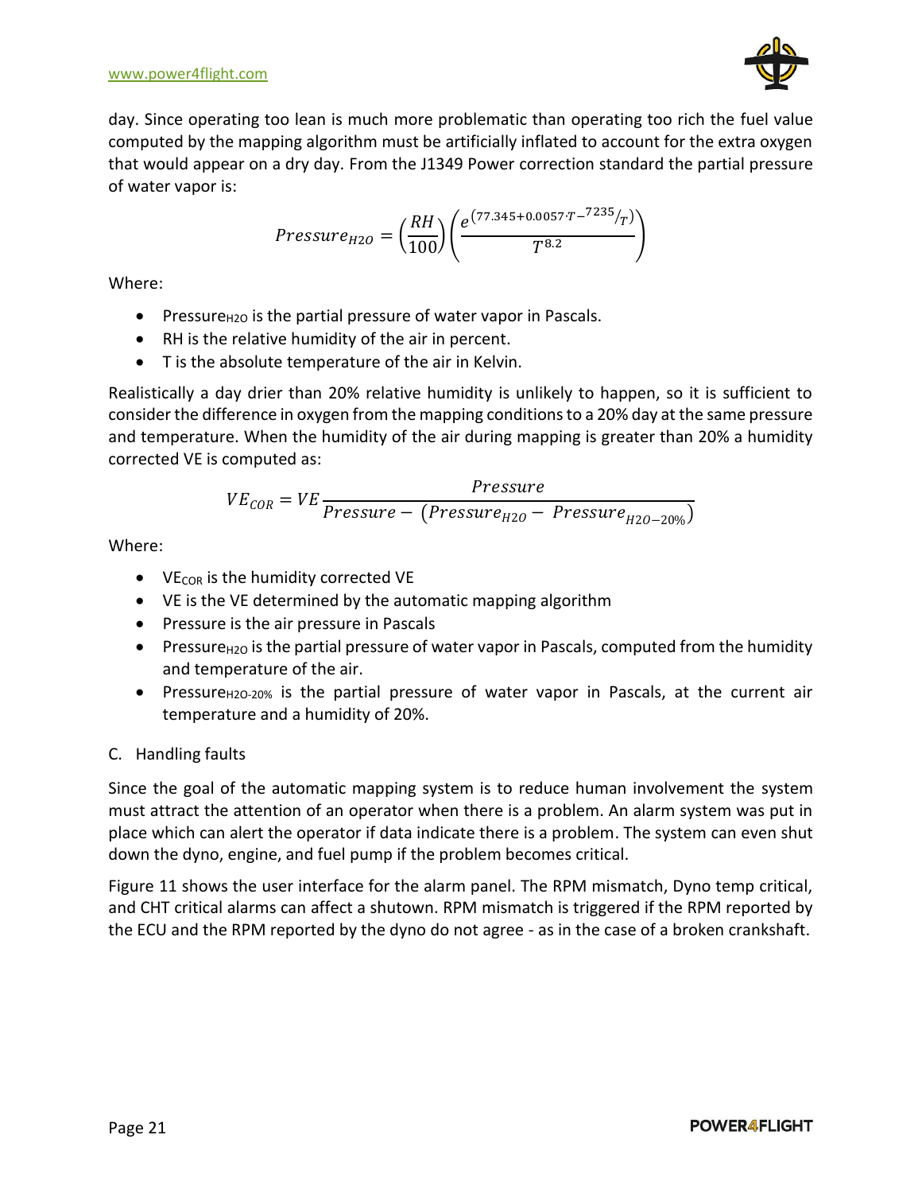day. Since operating too lean is much more problematic than operating too rich the fuel value computed by the mapping algorithm must be artificially inflated to account for the extra oxygen that would appear on a dry day. From the J1349 Power correction standard the partial pressure of water vapor is:

$$Pressure_{H2O} = \left(\frac{RH}{100}\right)\left(\frac{e^{\left(77.345+0.0057\cdot T-7235/_{T}\right)}}{T^{8.2}}\right)$$

Where:

- $Pressure_{H2O}$ is the partial pressure of water vapor in Pascals.
- RH is the relative humidity of the air in percent.
- T is the absolute temperature of the air in Kelvin.

Realistically a day drier than 20% relative humidity is unlikely to happen, so it is sufficient to consider the difference in oxygen from the mapping conditions to a 20% day at the same pressure and temperature. When the humidity of the air during mapping is greater than 20% a humidity corrected VE is computed as:

$$VE_{COR} = VE\frac{Pressure}{Pressure - \left(Pressure_{H2O} - Pressure_{H2O-20\%}\right)}$$

Where:

- $VE_{COR}$ is the humidity corrected VE
- VE is the VE determined by the automatic mapping algorithm
- Pressure is the air pressure in Pascals
- $Pressure_{H2O}$ is the partial pressure of water vapor in Pascals, computed from the humidity and temperature of the air.
- $Pressure_{H2O-20\%}$ is the partial pressure of water vapor in Pascals, at the current air temperature and a humidity of 20%.

C. Handling faults

Since the goal of the automatic mapping system is to reduce human involvement the system must attract the attention of an operator when there is a problem. An alarm system was put in place which can alert the operator if data indicate there is a problem. The system can even shut down the dyno, engine, and fuel pump if the problem becomes critical.

Figure 11 shows the user interface for the alarm panel. The RPM mismatch, Dyno temp critical, and CHT critical alarms can affect a shutown. RPM mismatch is triggered if the RPM reported by the ECU and the RPM reported by the dyno do not agree - as in the case of a broken crankshaft.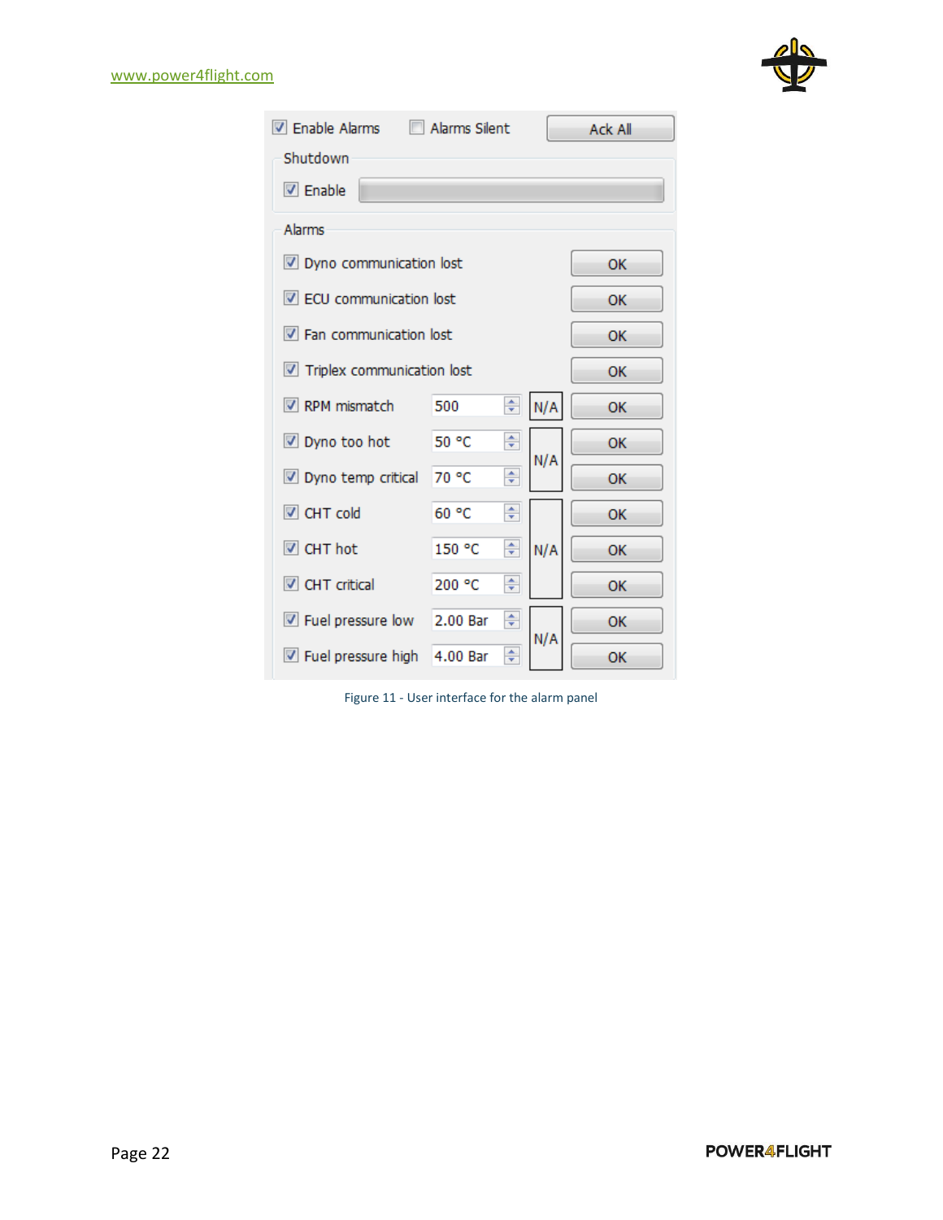Enable Alarms

Alarms Silent

Ack All

Shutdown

Enable

Alarms

Dyno communication lost OK

ECU communication lost OK

Fan communication lost OK

Triplex communication lost OK

RPM mismatch 500 N/A OK

Dyno too hot 50 °C OK

Dyno temp critical 70 °C OK

N/A

CHT cold 60 °C OK

CHT hot 150 °C OK

CHT critical 200 °C OK

N/A

Fuel pressure low 2.00 Bar OK

Fuel pressure high 4.00 Bar OK

N/A

Figure 11 - User interface for the alarm panel